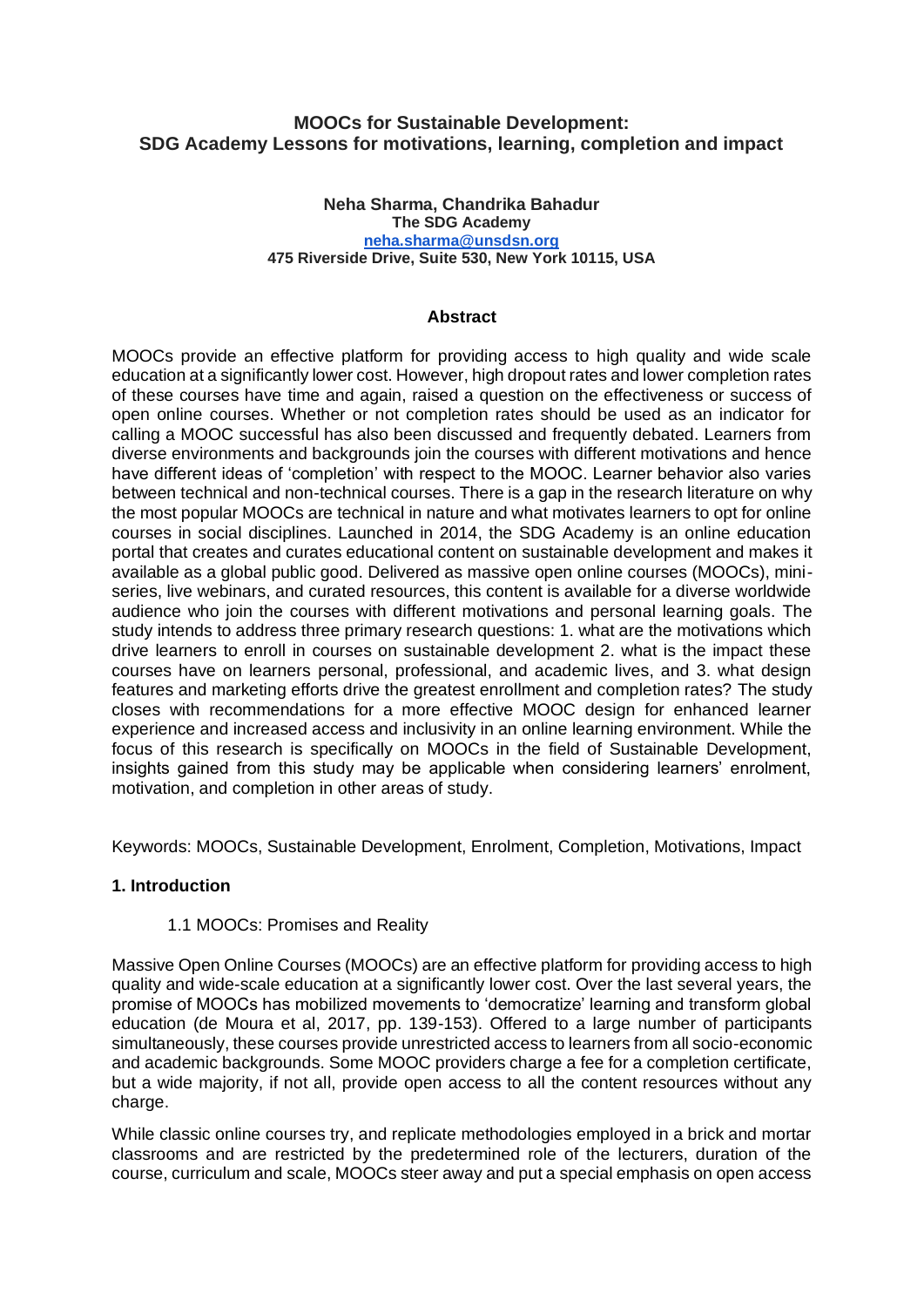# MOOCs for Sustainable Development: SDG Academy Lessons for motivations, learning, completion and impact

**Neha Sharma, Chandrika Bahadur**
**The SDG Academy**
**neha.sharma@unsdsn.org**
**475 Riverside Drive, Suite 530, New York 10115, USA**

## Abstract

MOOCs provide an effective platform for providing access to high quality and wide scale education at a significantly lower cost. However, high dropout rates and lower completion rates of these courses have time and again, raised a question on the effectiveness or success of open online courses. Whether or not completion rates should be used as an indicator for calling a MOOC successful has also been discussed and frequently debated. Learners from diverse environments and backgrounds join the courses with different motivations and hence have different ideas of 'completion' with respect to the MOOC. Learner behavior also varies between technical and non-technical courses. There is a gap in the research literature on why the most popular MOOCs are technical in nature and what motivates learners to opt for online courses in social disciplines. Launched in 2014, the SDG Academy is an online education portal that creates and curates educational content on sustainable development and makes it available as a global public good. Delivered as massive open online courses (MOOCs), mini-series, live webinars, and curated resources, this content is available for a diverse worldwide audience who join the courses with different motivations and personal learning goals. The study intends to address three primary research questions: 1. what are the motivations which drive learners to enroll in courses on sustainable development 2. what is the impact these courses have on learners personal, professional, and academic lives, and 3. what design features and marketing efforts drive the greatest enrollment and completion rates? The study closes with recommendations for a more effective MOOC design for enhanced learner experience and increased access and inclusivity in an online learning environment. While the focus of this research is specifically on MOOCs in the field of Sustainable Development, insights gained from this study may be applicable when considering learners' enrolment, motivation, and completion in other areas of study.

Keywords: MOOCs, Sustainable Development, Enrolment, Completion, Motivations, Impact

## 1. Introduction

### 1.1 MOOCs: Promises and Reality

Massive Open Online Courses (MOOCs) are an effective platform for providing access to high quality and wide-scale education at a significantly lower cost. Over the last several years, the promise of MOOCs has mobilized movements to 'democratize' learning and transform global education (de Moura et al, 2017, pp. 139-153). Offered to a large number of participants simultaneously, these courses provide unrestricted access to learners from all socio-economic and academic backgrounds. Some MOOC providers charge a fee for a completion certificate, but a wide majority, if not all, provide open access to all the content resources without any charge.

While classic online courses try, and replicate methodologies employed in a brick and mortar classrooms and are restricted by the predetermined role of the lecturers, duration of the course, curriculum and scale, MOOCs steer away and put a special emphasis on open access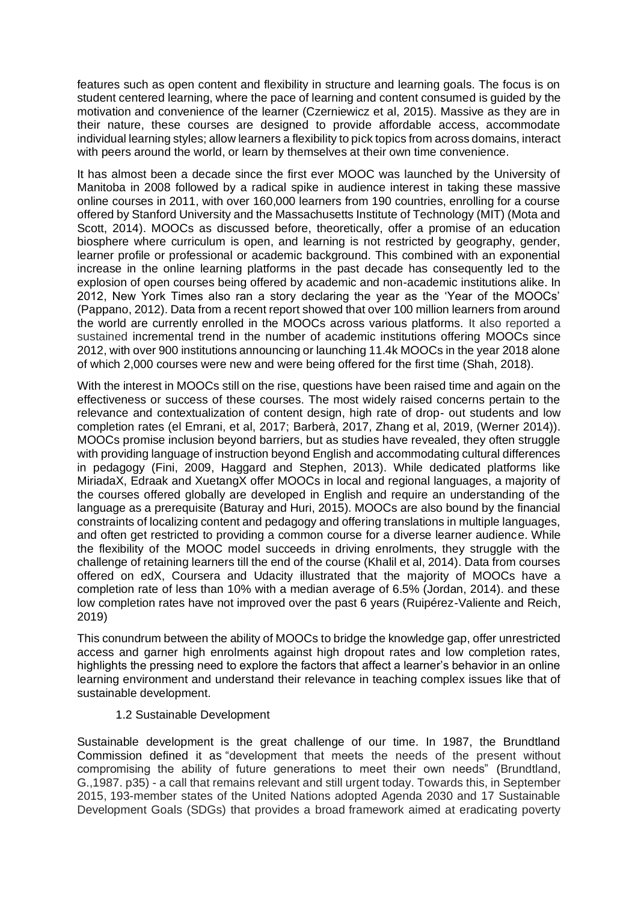features such as open content and flexibility in structure and learning goals. The focus is on student centered learning, where the pace of learning and content consumed is guided by the motivation and convenience of the learner (Czerniewicz et al, 2015). Massive as they are in their nature, these courses are designed to provide affordable access, accommodate individual learning styles; allow learners a flexibility to pick topics from across domains, interact with peers around the world, or learn by themselves at their own time convenience.

It has almost been a decade since the first ever MOOC was launched by the University of Manitoba in 2008 followed by a radical spike in audience interest in taking these massive online courses in 2011, with over 160,000 learners from 190 countries, enrolling for a course offered by Stanford University and the Massachusetts Institute of Technology (MIT) (Mota and Scott, 2014). MOOCs as discussed before, theoretically, offer a promise of an education biosphere where curriculum is open, and learning is not restricted by geography, gender, learner profile or professional or academic background. This combined with an exponential increase in the online learning platforms in the past decade has consequently led to the explosion of open courses being offered by academic and non-academic institutions alike. In 2012, New York Times also ran a story declaring the year as the 'Year of the MOOCs' (Pappano, 2012). Data from a recent report showed that over 100 million learners from around the world are currently enrolled in the MOOCs across various platforms. It also reported a sustained incremental trend in the number of academic institutions offering MOOCs since 2012, with over 900 institutions announcing or launching 11.4k MOOCs in the year 2018 alone of which 2,000 courses were new and were being offered for the first time (Shah, 2018).

With the interest in MOOCs still on the rise, questions have been raised time and again on the effectiveness or success of these courses. The most widely raised concerns pertain to the relevance and contextualization of content design, high rate of drop- out students and low completion rates (el Emrani, et al, 2017; Barberà, 2017, Zhang et al, 2019, (Werner 2014)). MOOCs promise inclusion beyond barriers, but as studies have revealed, they often struggle with providing language of instruction beyond English and accommodating cultural differences in pedagogy (Fini, 2009, Haggard and Stephen, 2013). While dedicated platforms like MiriadaX, Edraak and XuetangX offer MOOCs in local and regional languages, a majority of the courses offered globally are developed in English and require an understanding of the language as a prerequisite (Baturay and Huri, 2015). MOOCs are also bound by the financial constraints of localizing content and pedagogy and offering translations in multiple languages, and often get restricted to providing a common course for a diverse learner audience. While the flexibility of the MOOC model succeeds in driving enrolments, they struggle with the challenge of retaining learners till the end of the course (Khalil et al, 2014). Data from courses offered on edX, Coursera and Udacity illustrated that the majority of MOOCs have a completion rate of less than 10% with a median average of 6.5% (Jordan, 2014). and these low completion rates have not improved over the past 6 years (Ruipérez-Valiente and Reich, 2019)

This conundrum between the ability of MOOCs to bridge the knowledge gap, offer unrestricted access and garner high enrolments against high dropout rates and low completion rates, highlights the pressing need to explore the factors that affect a learner's behavior in an online learning environment and understand their relevance in teaching complex issues like that of sustainable development.

### 1.2 Sustainable Development

Sustainable development is the great challenge of our time. In 1987, the Brundtland Commission defined it as "development that meets the needs of the present without compromising the ability of future generations to meet their own needs" (Brundtland, G.,1987. p35) - a call that remains relevant and still urgent today. Towards this, in September 2015, 193-member states of the United Nations adopted Agenda 2030 and 17 Sustainable Development Goals (SDGs) that provides a broad framework aimed at eradicating poverty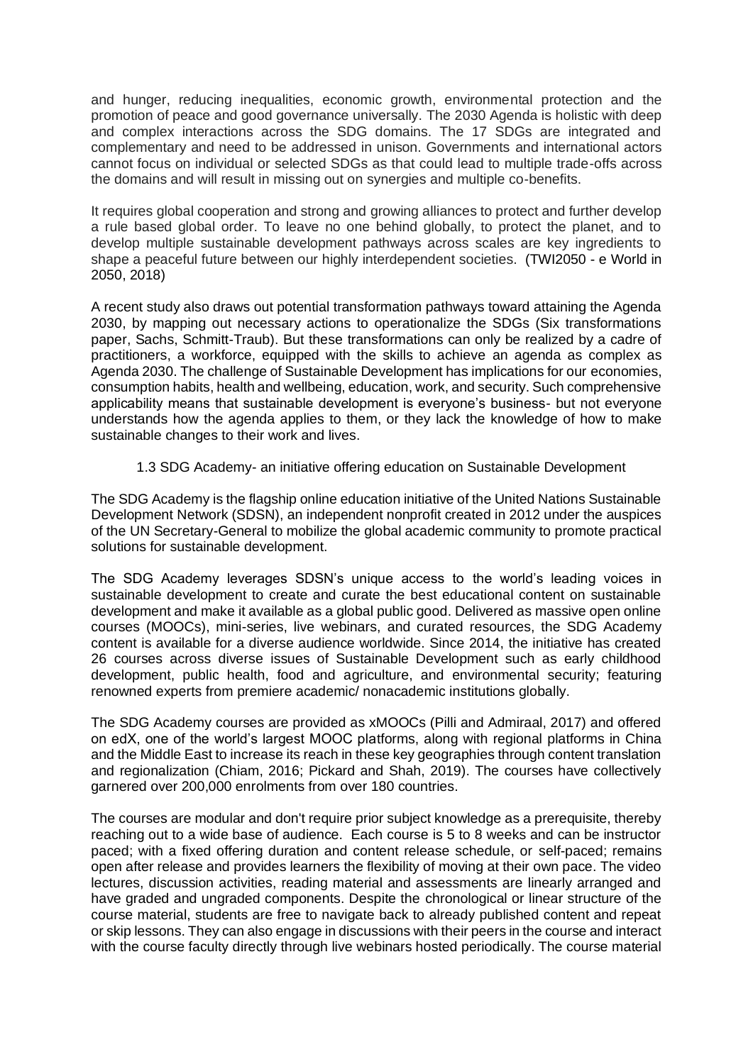and hunger, reducing inequalities, economic growth, environmental protection and the promotion of peace and good governance universally. The 2030 Agenda is holistic with deep and complex interactions across the SDG domains. The 17 SDGs are integrated and complementary and need to be addressed in unison. Governments and international actors cannot focus on individual or selected SDGs as that could lead to multiple trade-offs across the domains and will result in missing out on synergies and multiple co-benefits.

It requires global cooperation and strong and growing alliances to protect and further develop a rule based global order. To leave no one behind globally, to protect the planet, and to develop multiple sustainable development pathways across scales are key ingredients to shape a peaceful future between our highly interdependent societies. (TWI2050 - e World in 2050, 2018)

A recent study also draws out potential transformation pathways toward attaining the Agenda 2030, by mapping out necessary actions to operationalize the SDGs (Six transformations paper, Sachs, Schmitt-Traub). But these transformations can only be realized by a cadre of practitioners, a workforce, equipped with the skills to achieve an agenda as complex as Agenda 2030. The challenge of Sustainable Development has implications for our economies, consumption habits, health and wellbeing, education, work, and security. Such comprehensive applicability means that sustainable development is everyone's business- but not everyone understands how the agenda applies to them, or they lack the knowledge of how to make sustainable changes to their work and lives.

### 1.3 SDG Academy- an initiative offering education on Sustainable Development

The SDG Academy is the flagship online education initiative of the United Nations Sustainable Development Network (SDSN), an independent nonprofit created in 2012 under the auspices of the UN Secretary-General to mobilize the global academic community to promote practical solutions for sustainable development.

The SDG Academy leverages SDSN's unique access to the world's leading voices in sustainable development to create and curate the best educational content on sustainable development and make it available as a global public good. Delivered as massive open online courses (MOOCs), mini-series, live webinars, and curated resources, the SDG Academy content is available for a diverse audience worldwide. Since 2014, the initiative has created 26 courses across diverse issues of Sustainable Development such as early childhood development, public health, food and agriculture, and environmental security; featuring renowned experts from premiere academic/ nonacademic institutions globally.

The SDG Academy courses are provided as xMOOCs (Pilli and Admiraal, 2017) and offered on edX, one of the world's largest MOOC platforms, along with regional platforms in China and the Middle East to increase its reach in these key geographies through content translation and regionalization (Chiam, 2016; Pickard and Shah, 2019). The courses have collectively garnered over 200,000 enrolments from over 180 countries.

The courses are modular and don't require prior subject knowledge as a prerequisite, thereby reaching out to a wide base of audience. Each course is 5 to 8 weeks and can be instructor paced; with a fixed offering duration and content release schedule, or self-paced; remains open after release and provides learners the flexibility of moving at their own pace. The video lectures, discussion activities, reading material and assessments are linearly arranged and have graded and ungraded components. Despite the chronological or linear structure of the course material, students are free to navigate back to already published content and repeat or skip lessons. They can also engage in discussions with their peers in the course and interact with the course faculty directly through live webinars hosted periodically. The course material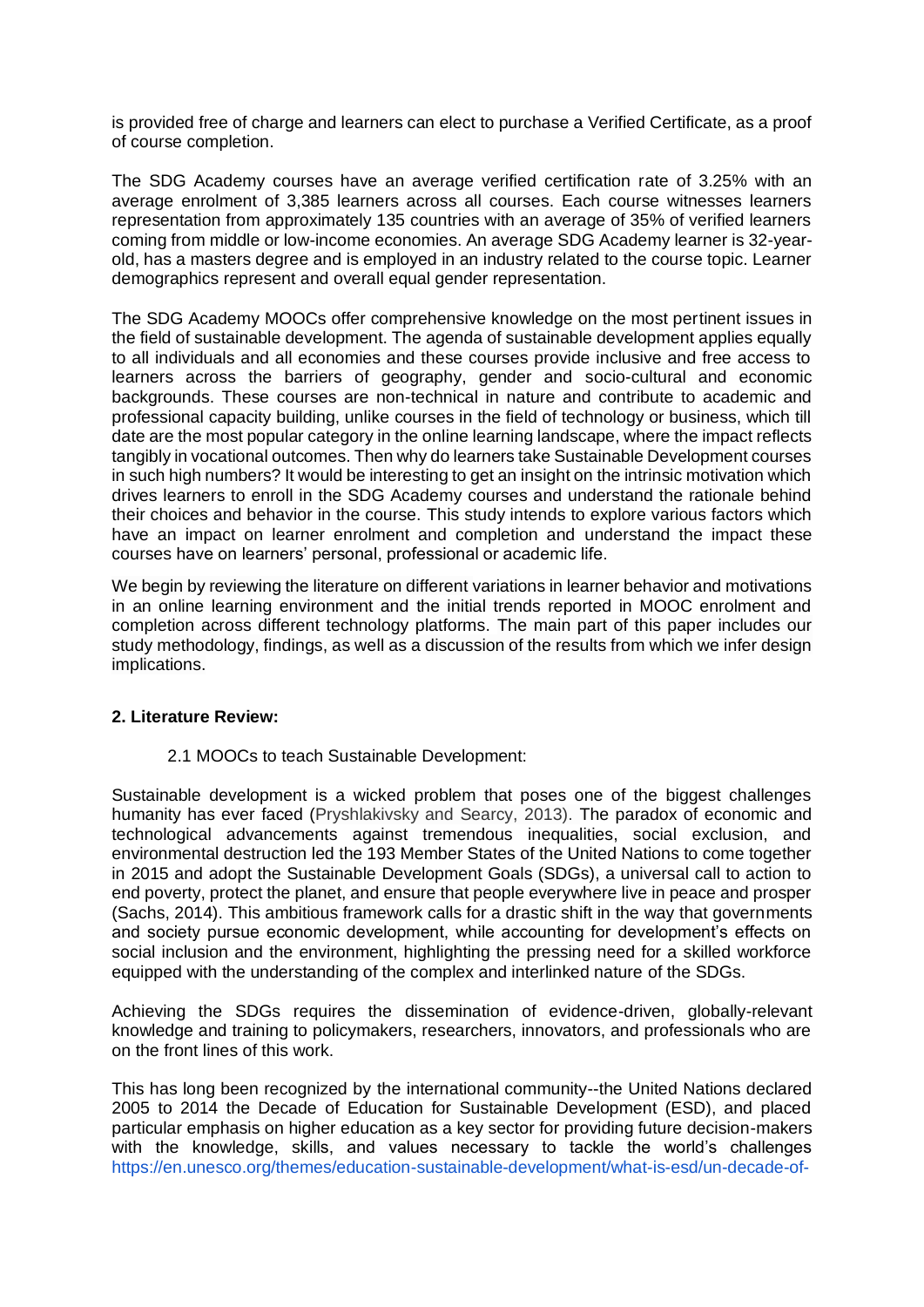is provided free of charge and learners can elect to purchase a Verified Certificate, as a proof of course completion.

The SDG Academy courses have an average verified certification rate of 3.25% with an average enrolment of 3,385 learners across all courses. Each course witnesses learners representation from approximately 135 countries with an average of 35% of verified learners coming from middle or low-income economies. An average SDG Academy learner is 32-year-old, has a masters degree and is employed in an industry related to the course topic. Learner demographics represent and overall equal gender representation.

The SDG Academy MOOCs offer comprehensive knowledge on the most pertinent issues in the field of sustainable development. The agenda of sustainable development applies equally to all individuals and all economies and these courses provide inclusive and free access to learners across the barriers of geography, gender and socio-cultural and economic backgrounds. These courses are non-technical in nature and contribute to academic and professional capacity building, unlike courses in the field of technology or business, which till date are the most popular category in the online learning landscape, where the impact reflects tangibly in vocational outcomes. Then why do learners take Sustainable Development courses in such high numbers? It would be interesting to get an insight on the intrinsic motivation which drives learners to enroll in the SDG Academy courses and understand the rationale behind their choices and behavior in the course. This study intends to explore various factors which have an impact on learner enrolment and completion and understand the impact these courses have on learners' personal, professional or academic life.

We begin by reviewing the literature on different variations in learner behavior and motivations in an online learning environment and the initial trends reported in MOOC enrolment and completion across different technology platforms. The main part of this paper includes our study methodology, findings, as well as a discussion of the results from which we infer design implications.

## 2. Literature Review:

### 2.1 MOOCs to teach Sustainable Development:

Sustainable development is a wicked problem that poses one of the biggest challenges humanity has ever faced (Pryshlakivsky and Searcy, 2013). The paradox of economic and technological advancements against tremendous inequalities, social exclusion, and environmental destruction led the 193 Member States of the United Nations to come together in 2015 and adopt the Sustainable Development Goals (SDGs), a universal call to action to end poverty, protect the planet, and ensure that people everywhere live in peace and prosper (Sachs, 2014). This ambitious framework calls for a drastic shift in the way that governments and society pursue economic development, while accounting for development's effects on social inclusion and the environment, highlighting the pressing need for a skilled workforce equipped with the understanding of the complex and interlinked nature of the SDGs.

Achieving the SDGs requires the dissemination of evidence-driven, globally-relevant knowledge and training to policymakers, researchers, innovators, and professionals who are on the front lines of this work.

This has long been recognized by the international community--the United Nations declared 2005 to 2014 the Decade of Education for Sustainable Development (ESD), and placed particular emphasis on higher education as a key sector for providing future decision-makers with the knowledge, skills, and values necessary to tackle the world's challenges https://en.unesco.org/themes/education-sustainable-development/what-is-esd/un-decade-of-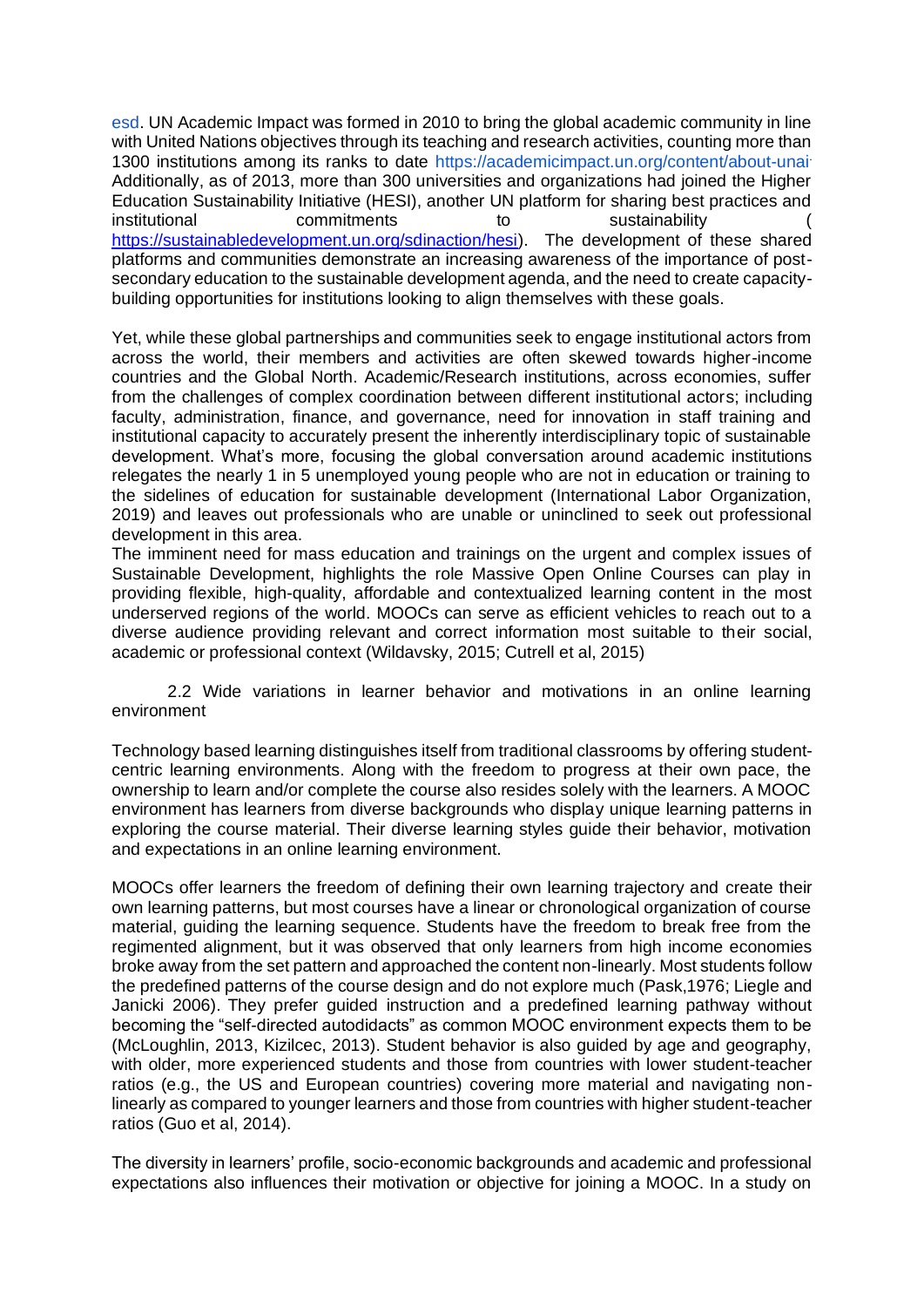esd. UN Academic Impact was formed in 2010 to bring the global academic community in line with United Nations objectives through its teaching and research activities, counting more than 1300 institutions among its ranks to date https://academicimpact.un.org/content/about-unai Additionally, as of 2013, more than 300 universities and organizations had joined the Higher Education Sustainability Initiative (HESI), another UN platform for sharing best practices and institutional commitments to sustainability (https://sustainabledevelopment.un.org/sdinaction/hesi). The development of these shared platforms and communities demonstrate an increasing awareness of the importance of post-secondary education to the sustainable development agenda, and the need to create capacity-building opportunities for institutions looking to align themselves with these goals.

Yet, while these global partnerships and communities seek to engage institutional actors from across the world, their members and activities are often skewed towards higher-income countries and the Global North. Academic/Research institutions, across economies, suffer from the challenges of complex coordination between different institutional actors; including faculty, administration, finance, and governance, need for innovation in staff training and institutional capacity to accurately present the inherently interdisciplinary topic of sustainable development. What's more, focusing the global conversation around academic institutions relegates the nearly 1 in 5 unemployed young people who are not in education or training to the sidelines of education for sustainable development (International Labor Organization, 2019) and leaves out professionals who are unable or uninclined to seek out professional development in this area.

The imminent need for mass education and trainings on the urgent and complex issues of Sustainable Development, highlights the role Massive Open Online Courses can play in providing flexible, high-quality, affordable and contextualized learning content in the most underserved regions of the world. MOOCs can serve as efficient vehicles to reach out to a diverse audience providing relevant and correct information most suitable to their social, academic or professional context (Wildavsky, 2015; Cutrell et al, 2015)

## 2.2 Wide variations in learner behavior and motivations in an online learning environment

Technology based learning distinguishes itself from traditional classrooms by offering student-centric learning environments. Along with the freedom to progress at their own pace, the ownership to learn and/or complete the course also resides solely with the learners. A MOOC environment has learners from diverse backgrounds who display unique learning patterns in exploring the course material. Their diverse learning styles guide their behavior, motivation and expectations in an online learning environment.

MOOCs offer learners the freedom of defining their own learning trajectory and create their own learning patterns, but most courses have a linear or chronological organization of course material, guiding the learning sequence. Students have the freedom to break free from the regimented alignment, but it was observed that only learners from high income economies broke away from the set pattern and approached the content non-linearly. Most students follow the predefined patterns of the course design and do not explore much (Pask,1976; Liegle and Janicki 2006). They prefer guided instruction and a predefined learning pathway without becoming the "self-directed autodidacts" as common MOOC environment expects them to be (McLoughlin, 2013, Kizilcec, 2013). Student behavior is also guided by age and geography, with older, more experienced students and those from countries with lower student-teacher ratios (e.g., the US and European countries) covering more material and navigating non-linearly as compared to younger learners and those from countries with higher student-teacher ratios (Guo et al, 2014).

The diversity in learners' profile, socio-economic backgrounds and academic and professional expectations also influences their motivation or objective for joining a MOOC. In a study on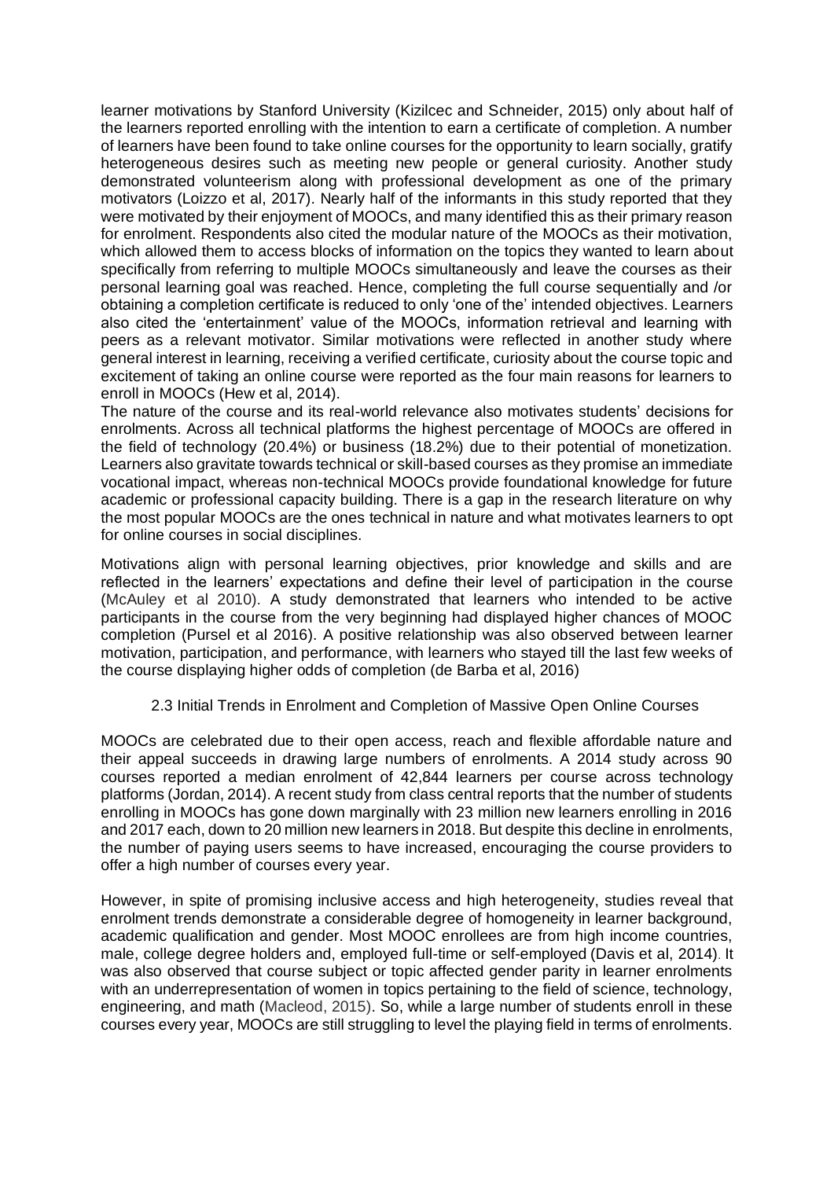learner motivations by Stanford University (Kizilcec and Schneider, 2015) only about half of the learners reported enrolling with the intention to earn a certificate of completion. A number of learners have been found to take online courses for the opportunity to learn socially, gratify heterogeneous desires such as meeting new people or general curiosity. Another study demonstrated volunteerism along with professional development as one of the primary motivators (Loizzo et al, 2017). Nearly half of the informants in this study reported that they were motivated by their enjoyment of MOOCs, and many identified this as their primary reason for enrolment. Respondents also cited the modular nature of the MOOCs as their motivation, which allowed them to access blocks of information on the topics they wanted to learn about specifically from referring to multiple MOOCs simultaneously and leave the courses as their personal learning goal was reached. Hence, completing the full course sequentially and /or obtaining a completion certificate is reduced to only 'one of the' intended objectives. Learners also cited the 'entertainment' value of the MOOCs, information retrieval and learning with peers as a relevant motivator. Similar motivations were reflected in another study where general interest in learning, receiving a verified certificate, curiosity about the course topic and excitement of taking an online course were reported as the four main reasons for learners to enroll in MOOCs (Hew et al, 2014).

The nature of the course and its real-world relevance also motivates students' decisions for enrolments. Across all technical platforms the highest percentage of MOOCs are offered in the field of technology (20.4%) or business (18.2%) due to their potential of monetization. Learners also gravitate towards technical or skill-based courses as they promise an immediate vocational impact, whereas non-technical MOOCs provide foundational knowledge for future academic or professional capacity building. There is a gap in the research literature on why the most popular MOOCs are the ones technical in nature and what motivates learners to opt for online courses in social disciplines.

Motivations align with personal learning objectives, prior knowledge and skills and are reflected in the learners' expectations and define their level of participation in the course (McAuley et al 2010). A study demonstrated that learners who intended to be active participants in the course from the very beginning had displayed higher chances of MOOC completion (Pursel et al 2016). A positive relationship was also observed between learner motivation, participation, and performance, with learners who stayed till the last few weeks of the course displaying higher odds of completion (de Barba et al, 2016)

### 2.3 Initial Trends in Enrolment and Completion of Massive Open Online Courses

MOOCs are celebrated due to their open access, reach and flexible affordable nature and their appeal succeeds in drawing large numbers of enrolments. A 2014 study across 90 courses reported a median enrolment of 42,844 learners per course across technology platforms (Jordan, 2014). A recent study from class central reports that the number of students enrolling in MOOCs has gone down marginally with 23 million new learners enrolling in 2016 and 2017 each, down to 20 million new learners in 2018. But despite this decline in enrolments, the number of paying users seems to have increased, encouraging the course providers to offer a high number of courses every year.

However, in spite of promising inclusive access and high heterogeneity, studies reveal that enrolment trends demonstrate a considerable degree of homogeneity in learner background, academic qualification and gender. Most MOOC enrollees are from high income countries, male, college degree holders and, employed full-time or self-employed (Davis et al, 2014). It was also observed that course subject or topic affected gender parity in learner enrolments with an underrepresentation of women in topics pertaining to the field of science, technology, engineering, and math (Macleod, 2015). So, while a large number of students enroll in these courses every year, MOOCs are still struggling to level the playing field in terms of enrolments.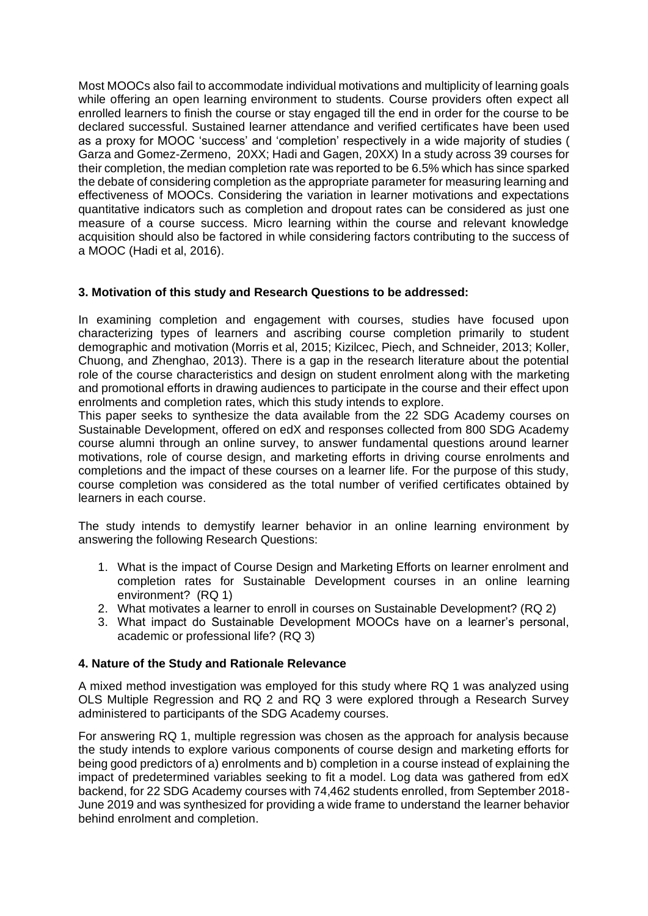Most MOOCs also fail to accommodate individual motivations and multiplicity of learning goals while offering an open learning environment to students. Course providers often expect all enrolled learners to finish the course or stay engaged till the end in order for the course to be declared successful. Sustained learner attendance and verified certificates have been used as a proxy for MOOC 'success' and 'completion' respectively in a wide majority of studies ( Garza and Gomez-Zermeno, 20XX; Hadi and Gagen, 20XX) In a study across 39 courses for their completion, the median completion rate was reported to be 6.5% which has since sparked the debate of considering completion as the appropriate parameter for measuring learning and effectiveness of MOOCs. Considering the variation in learner motivations and expectations quantitative indicators such as completion and dropout rates can be considered as just one measure of a course success. Micro learning within the course and relevant knowledge acquisition should also be factored in while considering factors contributing to the success of a MOOC (Hadi et al, 2016).

### 3. Motivation of this study and Research Questions to be addressed:

In examining completion and engagement with courses, studies have focused upon characterizing types of learners and ascribing course completion primarily to student demographic and motivation (Morris et al, 2015; Kizilcec, Piech, and Schneider, 2013; Koller, Chuong, and Zhenghao, 2013). There is a gap in the research literature about the potential role of the course characteristics and design on student enrolment along with the marketing and promotional efforts in drawing audiences to participate in the course and their effect upon enrolments and completion rates, which this study intends to explore.

This paper seeks to synthesize the data available from the 22 SDG Academy courses on Sustainable Development, offered on edX and responses collected from 800 SDG Academy course alumni through an online survey, to answer fundamental questions around learner motivations, role of course design, and marketing efforts in driving course enrolments and completions and the impact of these courses on a learner life. For the purpose of this study, course completion was considered as the total number of verified certificates obtained by learners in each course.

The study intends to demystify learner behavior in an online learning environment by answering the following Research Questions:

1. What is the impact of Course Design and Marketing Efforts on learner enrolment and completion rates for Sustainable Development courses in an online learning environment? (RQ 1)
2. What motivates a learner to enroll in courses on Sustainable Development? (RQ 2)
3. What impact do Sustainable Development MOOCs have on a learner's personal, academic or professional life? (RQ 3)

### 4. Nature of the Study and Rationale Relevance

A mixed method investigation was employed for this study where RQ 1 was analyzed using OLS Multiple Regression and RQ 2 and RQ 3 were explored through a Research Survey administered to participants of the SDG Academy courses.

For answering RQ 1, multiple regression was chosen as the approach for analysis because the study intends to explore various components of course design and marketing efforts for being good predictors of a) enrolments and b) completion in a course instead of explaining the impact of predetermined variables seeking to fit a model. Log data was gathered from edX backend, for 22 SDG Academy courses with 74,462 students enrolled, from September 2018-June 2019 and was synthesized for providing a wide frame to understand the learner behavior behind enrolment and completion.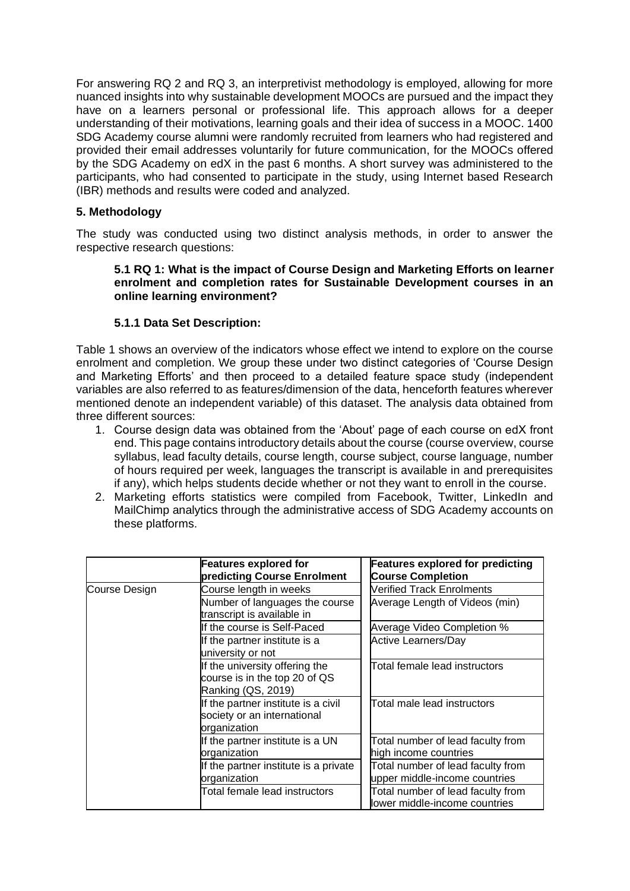For answering RQ 2 and RQ 3, an interpretivist methodology is employed, allowing for more nuanced insights into why sustainable development MOOCs are pursued and the impact they have on a learners personal or professional life. This approach allows for a deeper understanding of their motivations, learning goals and their idea of success in a MOOC. 1400 SDG Academy course alumni were randomly recruited from learners who had registered and provided their email addresses voluntarily for future communication, for the MOOCs offered by the SDG Academy on edX in the past 6 months. A short survey was administered to the participants, who had consented to participate in the study, using Internet based Research (IBR) methods and results were coded and analyzed.

## 5. Methodology

The study was conducted using two distinct analysis methods, in order to answer the respective research questions:

### 5.1 RQ 1: What is the impact of Course Design and Marketing Efforts on learner enrolment and completion rates for Sustainable Development courses in an online learning environment?

#### 5.1.1 Data Set Description:

Table 1 shows an overview of the indicators whose effect we intend to explore on the course enrolment and completion. We group these under two distinct categories of 'Course Design and Marketing Efforts' and then proceed to a detailed feature space study (independent variables are also referred to as features/dimension of the data, henceforth features wherever mentioned denote an independent variable) of this dataset. The analysis data obtained from three different sources:

1. Course design data was obtained from the 'About' page of each course on edX front end. This page contains introductory details about the course (course overview, course syllabus, lead faculty details, course length, course subject, course language, number of hours required per week, languages the transcript is available in and prerequisites if any), which helps students decide whether or not they want to enroll in the course.
2. Marketing efforts statistics were compiled from Facebook, Twitter, LinkedIn and MailChimp analytics through the administrative access of SDG Academy accounts on these platforms.

| | **Features explored for predicting Course Enrolment** | **Features explored for predicting Course Completion** |
|---|---|---|
| Course Design | Course length in weeks | Verified Track Enrolments |
| | Number of languages the course transcript is available in | Average Length of Videos (min) |
| | If the course is Self-Paced | Average Video Completion % |
| | If the partner institute is a university or not | Active Learners/Day |
| | If the university offering the course is in the top 20 of QS Ranking (QS, 2019) | Total female lead instructors |
| | If the partner institute is a civil society or an international organization | Total male lead instructors |
| | If the partner institute is a UN organization | Total number of lead faculty from high income countries |
| | If the partner institute is a private organization | Total number of lead faculty from upper middle-income countries |
| | Total female lead instructors | Total number of lead faculty from lower middle-income countries |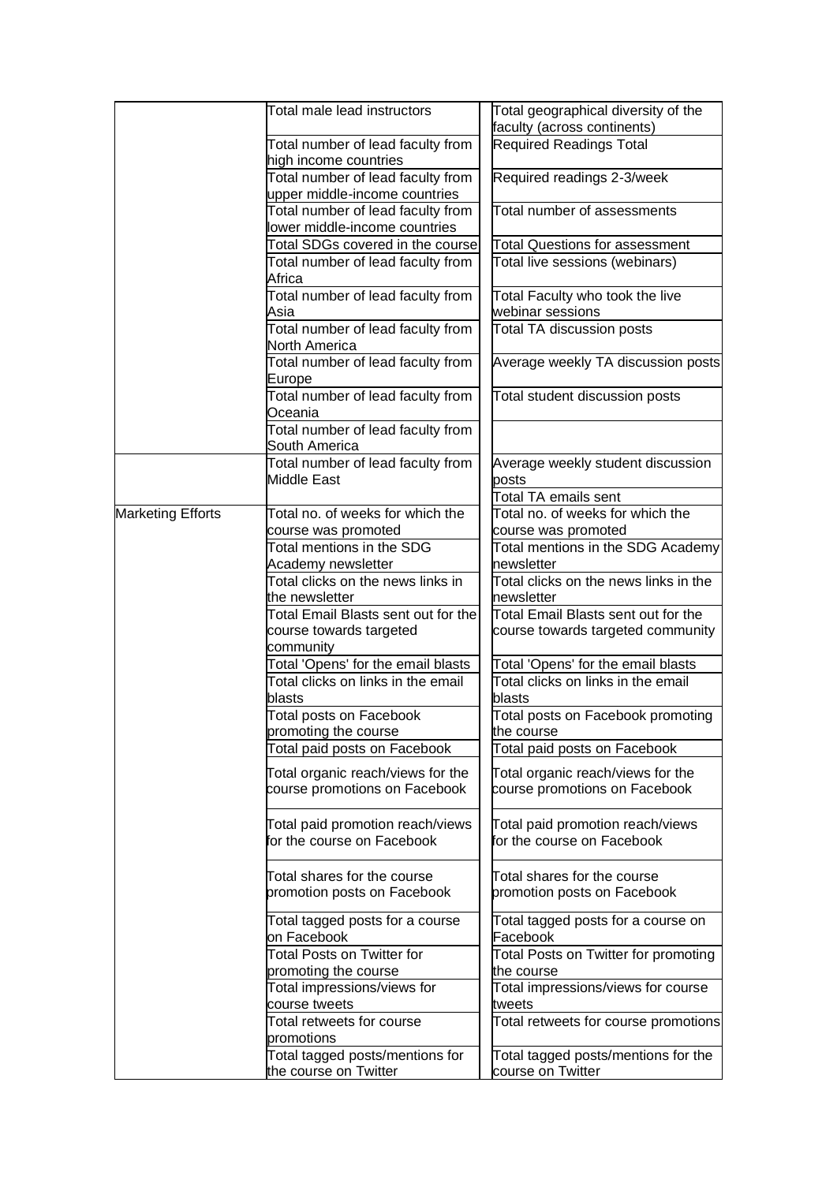|  |  |  |
|---|---|---|
|  | Total male lead instructors | Total geographical diversity of the faculty (across continents) |
|  | Total number of lead faculty from high income countries | Required Readings Total |
|  | Total number of lead faculty from upper middle-income countries | Required readings 2-3/week |
|  | Total number of lead faculty from lower middle-income countries | Total number of assessments |
|  | Total SDGs covered in the course | Total Questions for assessment |
|  | Total number of lead faculty from Africa | Total live sessions (webinars) |
|  | Total number of lead faculty from Asia | Total Faculty who took the live webinar sessions |
|  | Total number of lead faculty from North America | Total TA discussion posts |
|  | Total number of lead faculty from Europe | Average weekly TA discussion posts |
|  | Total number of lead faculty from Oceania | Total student discussion posts |
|  | Total number of lead faculty from South America |  |
|  | Total number of lead faculty from Middle East | Average weekly student discussion posts |
|  |  | Total TA emails sent |
| Marketing Efforts | Total no. of weeks for which the course was promoted | Total no. of weeks for which the course was promoted |
|  | Total mentions in the SDG Academy newsletter | Total mentions in the SDG Academy newsletter |
|  | Total clicks on the news links in the newsletter | Total clicks on the news links in the newsletter |
|  | Total Email Blasts sent out for the course towards targeted community | Total Email Blasts sent out for the course towards targeted community |
|  | Total 'Opens' for the email blasts | Total 'Opens' for the email blasts |
|  | Total clicks on links in the email blasts | Total clicks on links in the email blasts |
|  | Total posts on Facebook promoting the course | Total posts on Facebook promoting the course |
|  | Total paid posts on Facebook | Total paid posts on Facebook |
|  | Total organic reach/views for the course promotions on Facebook | Total organic reach/views for the course promotions on Facebook |
|  | Total paid promotion reach/views for the course on Facebook | Total paid promotion reach/views for the course on Facebook |
|  | Total shares for the course promotion posts on Facebook | Total shares for the course promotion posts on Facebook |
|  | Total tagged posts for a course on Facebook | Total tagged posts for a course on Facebook |
|  | Total Posts on Twitter for promoting the course | Total Posts on Twitter for promoting the course |
|  | Total impressions/views for course tweets | Total impressions/views for course tweets |
|  | Total retweets for course promotions | Total retweets for course promotions |
|  | Total tagged posts/mentions for the course on Twitter | Total tagged posts/mentions for the course on Twitter |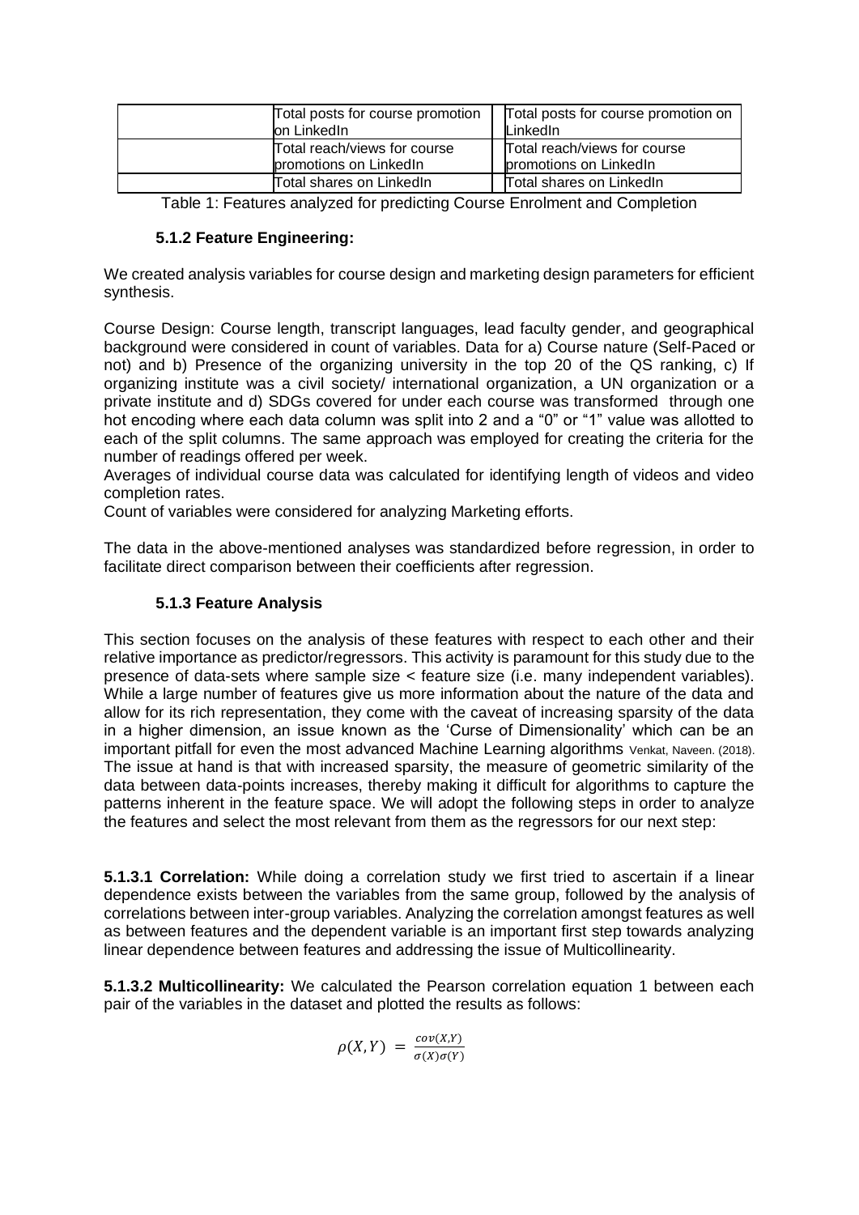| | Total posts for course promotion on LinkedIn | Total posts for course promotion on LinkedIn |
|---|---|---|
| | Total reach/views for course promotions on LinkedIn | Total reach/views for course promotions on LinkedIn |
| | Total shares on LinkedIn | Total shares on LinkedIn |

Table 1: Features analyzed for predicting Course Enrolment and Completion

### 5.1.2 Feature Engineering:

We created analysis variables for course design and marketing design parameters for efficient synthesis.

Course Design: Course length, transcript languages, lead faculty gender, and geographical background were considered in count of variables. Data for a) Course nature (Self-Paced or not) and b) Presence of the organizing university in the top 20 of the QS ranking, c) If organizing institute was a civil society/ international organization, a UN organization or a private institute and d) SDGs covered for under each course was transformed through one hot encoding where each data column was split into 2 and a "0" or "1" value was allotted to each of the split columns. The same approach was employed for creating the criteria for the number of readings offered per week.

Averages of individual course data was calculated for identifying length of videos and video completion rates.

Count of variables were considered for analyzing Marketing efforts.

The data in the above-mentioned analyses was standardized before regression, in order to facilitate direct comparison between their coefficients after regression.

### 5.1.3 Feature Analysis

This section focuses on the analysis of these features with respect to each other and their relative importance as predictor/regressors. This activity is paramount for this study due to the presence of data-sets where sample size < feature size (i.e. many independent variables). While a large number of features give us more information about the nature of the data and allow for its rich representation, they come with the caveat of increasing sparsity of the data in a higher dimension, an issue known as the 'Curse of Dimensionality' which can be an important pitfall for even the most advanced Machine Learning algorithms Venkat, Naveen. (2018). The issue at hand is that with increased sparsity, the measure of geometric similarity of the data between data-points increases, thereby making it difficult for algorithms to capture the patterns inherent in the feature space. We will adopt the following steps in order to analyze the features and select the most relevant from them as the regressors for our next step:

**5.1.3.1 Correlation:** While doing a correlation study we first tried to ascertain if a linear dependence exists between the variables from the same group, followed by the analysis of correlations between inter-group variables. Analyzing the correlation amongst features as well as between features and the dependent variable is an important first step towards analyzing linear dependence between features and addressing the issue of Multicollinearity.

**5.1.3.2 Multicollinearity:** We calculated the Pearson correlation equation 1 between each pair of the variables in the dataset and plotted the results as follows:

$$\rho(X,Y) = \frac{cov(X,Y)}{\sigma(X)\sigma(Y)}$$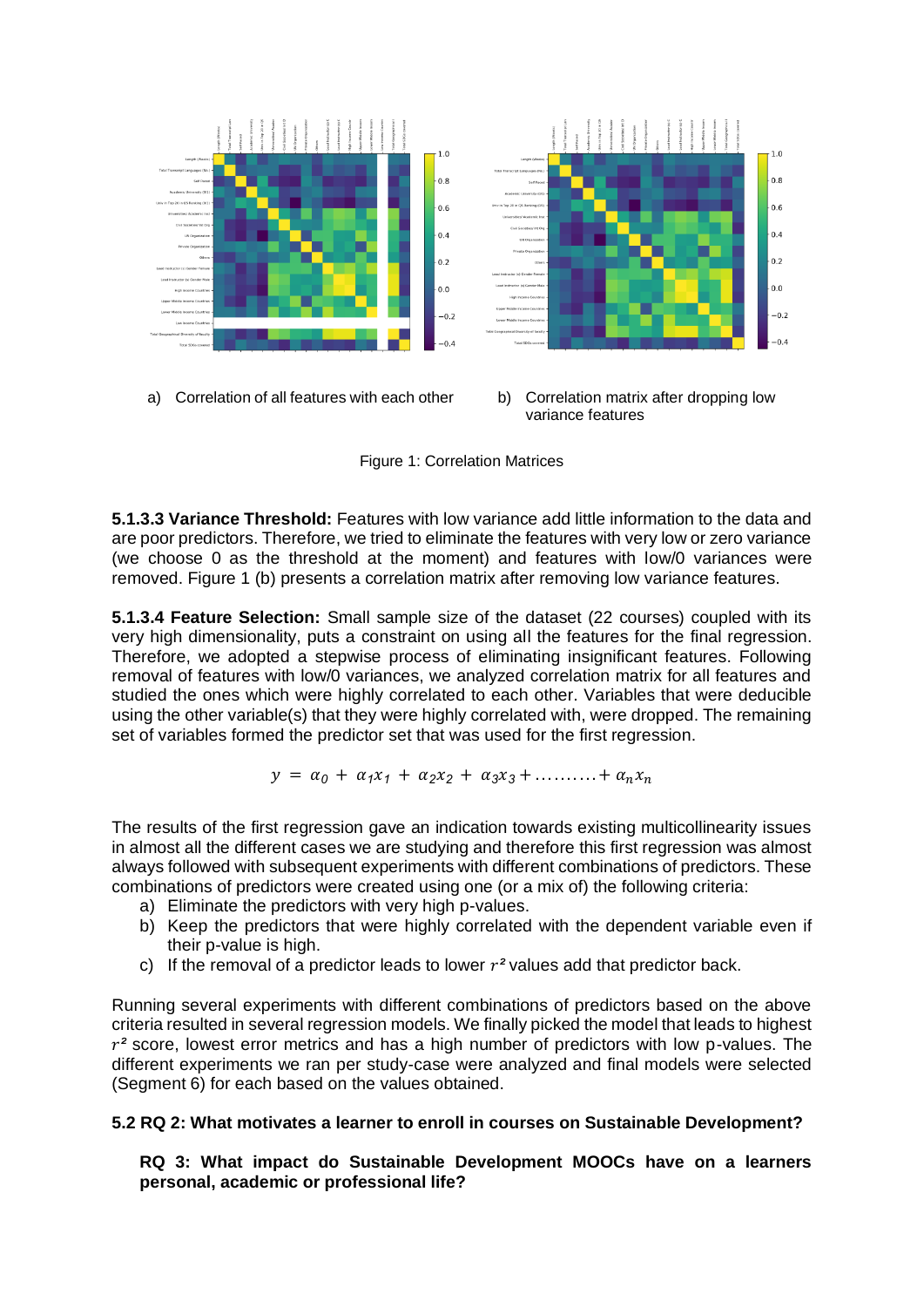a) Correlation of all features with each other

b) Correlation matrix after dropping low variance features

Figure 1: Correlation Matrices

**5.1.3.3 Variance Threshold:** Features with low variance add little information to the data and are poor predictors. Therefore, we tried to eliminate the features with very low or zero variance (we choose 0 as the threshold at the moment) and features with low/0 variances were removed. Figure 1 (b) presents a correlation matrix after removing low variance features.

**5.1.3.4 Feature Selection:** Small sample size of the dataset (22 courses) coupled with its very high dimensionality, puts a constraint on using all the features for the final regression. Therefore, we adopted a stepwise process of eliminating insignificant features. Following removal of features with low/0 variances, we analyzed correlation matrix for all features and studied the ones which were highly correlated to each other. Variables that were deducible using the other variable(s) that they were highly correlated with, were dropped. The remaining set of variables formed the predictor set that was used for the first regression.

$$y = \alpha_0 + \alpha_1 x_1 + \alpha_2 x_2 + \alpha_3 x_3 + \ldots\ldots\ldots + \alpha_n x_n$$

The results of the first regression gave an indication towards existing multicollinearity issues in almost all the different cases we are studying and therefore this first regression was almost always followed with subsequent experiments with different combinations of predictors. These combinations of predictors were created using one (or a mix of) the following criteria:

a) Eliminate the predictors with very high p-values.
b) Keep the predictors that were highly correlated with the dependent variable even if their p-value is high.
c) If the removal of a predictor leads to lower $r^2$ values add that predictor back.

Running several experiments with different combinations of predictors based on the above criteria resulted in several regression models. We finally picked the model that leads to highest $r^2$ score, lowest error metrics and has a high number of predictors with low p-values. The different experiments we ran per study-case were analyzed and final models were selected (Segment 6) for each based on the values obtained.

## 5.2 RQ 2: What motivates a learner to enroll in courses on Sustainable Development?

**RQ 3: What impact do Sustainable Development MOOCs have on a learners personal, academic or professional life?**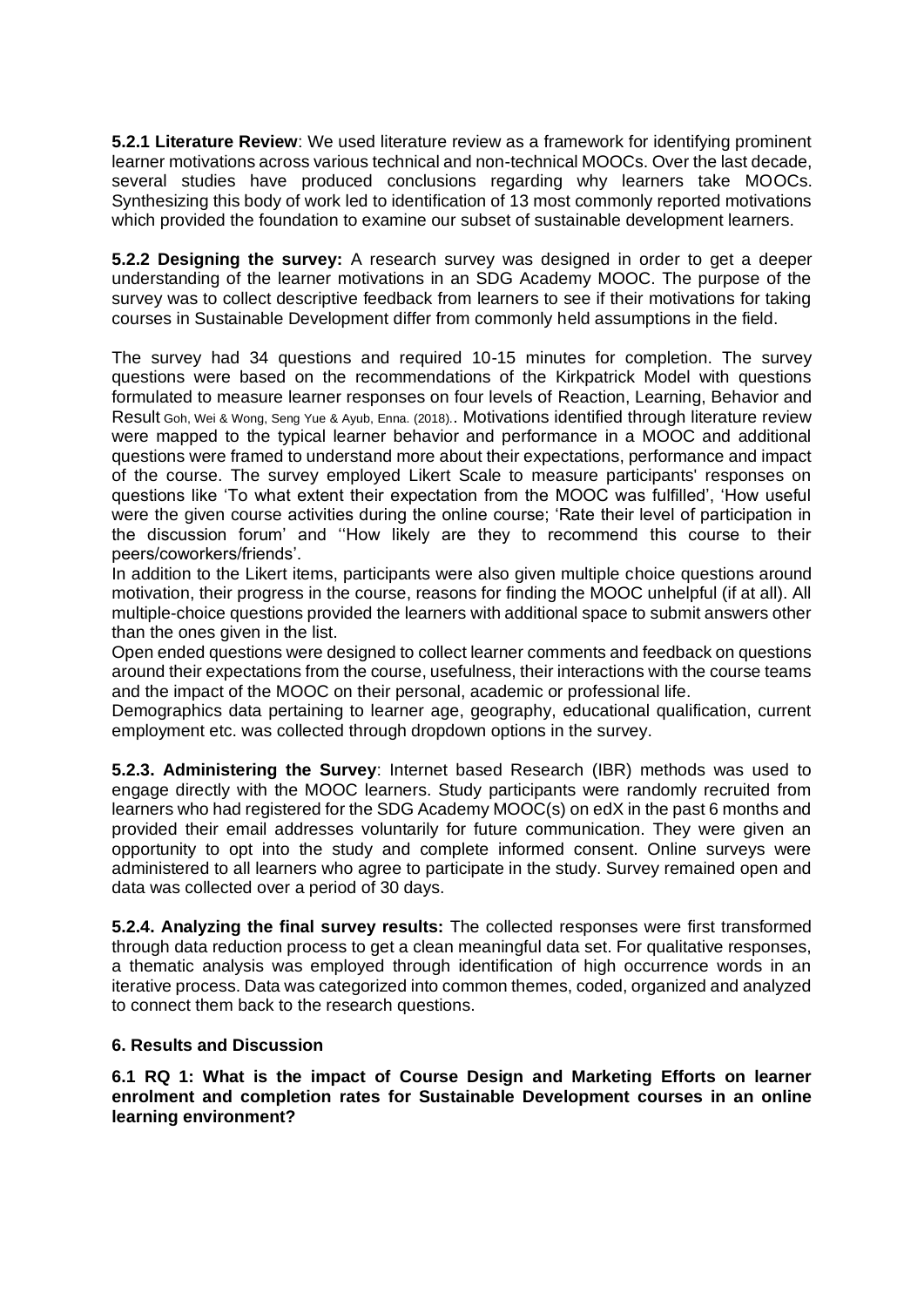**5.2.1 Literature Review**: We used literature review as a framework for identifying prominent learner motivations across various technical and non-technical MOOCs. Over the last decade, several studies have produced conclusions regarding why learners take MOOCs. Synthesizing this body of work led to identification of 13 most commonly reported motivations which provided the foundation to examine our subset of sustainable development learners.

**5.2.2 Designing the survey:** A research survey was designed in order to get a deeper understanding of the learner motivations in an SDG Academy MOOC. The purpose of the survey was to collect descriptive feedback from learners to see if their motivations for taking courses in Sustainable Development differ from commonly held assumptions in the field.

The survey had 34 questions and required 10-15 minutes for completion. The survey questions were based on the recommendations of the Kirkpatrick Model with questions formulated to measure learner responses on four levels of Reaction, Learning, Behavior and Result Goh, Wei & Wong, Seng Yue & Ayub, Enna. (2018).. Motivations identified through literature review were mapped to the typical learner behavior and performance in a MOOC and additional questions were framed to understand more about their expectations, performance and impact of the course. The survey employed Likert Scale to measure participants' responses on questions like 'To what extent their expectation from the MOOC was fulfilled', 'How useful were the given course activities during the online course; 'Rate their level of participation in the discussion forum' and ''How likely are they to recommend this course to their peers/coworkers/friends'.

In addition to the Likert items, participants were also given multiple choice questions around motivation, their progress in the course, reasons for finding the MOOC unhelpful (if at all). All multiple-choice questions provided the learners with additional space to submit answers other than the ones given in the list.

Open ended questions were designed to collect learner comments and feedback on questions around their expectations from the course, usefulness, their interactions with the course teams and the impact of the MOOC on their personal, academic or professional life.

Demographics data pertaining to learner age, geography, educational qualification, current employment etc. was collected through dropdown options in the survey.

**5.2.3. Administering the Survey**: Internet based Research (IBR) methods was used to engage directly with the MOOC learners. Study participants were randomly recruited from learners who had registered for the SDG Academy MOOC(s) on edX in the past 6 months and provided their email addresses voluntarily for future communication. They were given an opportunity to opt into the study and complete informed consent. Online surveys were administered to all learners who agree to participate in the study. Survey remained open and data was collected over a period of 30 days.

**5.2.4. Analyzing the final survey results:** The collected responses were first transformed through data reduction process to get a clean meaningful data set. For qualitative responses, a thematic analysis was employed through identification of high occurrence words in an iterative process. Data was categorized into common themes, coded, organized and analyzed to connect them back to the research questions.

## 6. Results and Discussion

### 6.1 RQ 1: What is the impact of Course Design and Marketing Efforts on learner enrolment and completion rates for Sustainable Development courses in an online learning environment?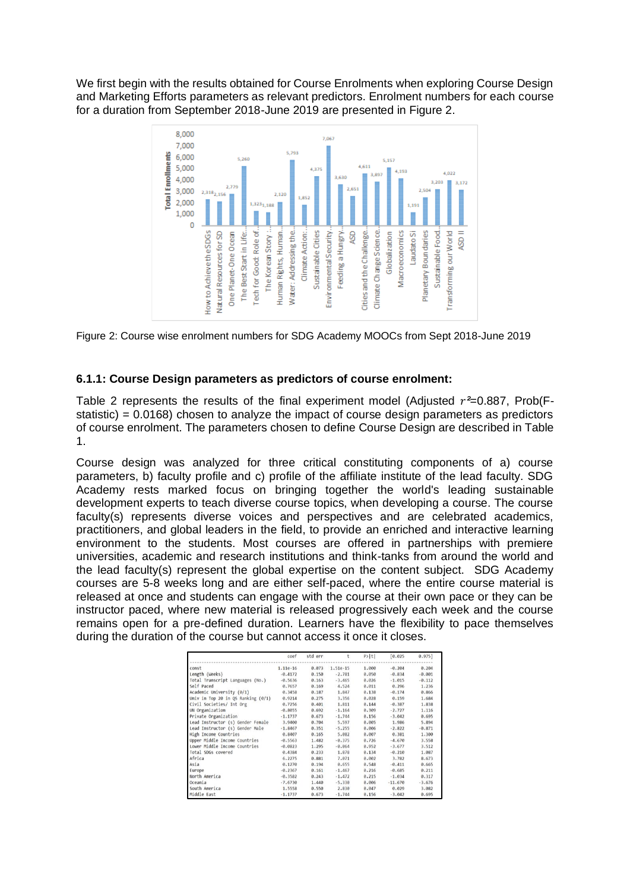We first begin with the results obtained for Course Enrolments when exploring Course Design and Marketing Efforts parameters as relevant predictors. Enrolment numbers for each course for a duration from September 2018-June 2019 are presented in Figure 2.

Figure 2: Course wise enrolment numbers for SDG Academy MOOCs from Sept 2018-June 2019

### 6.1.1: Course Design parameters as predictors of course enrolment:

Table 2 represents the results of the final experiment model (Adjusted $r^2$=0.887, Prob(F-statistic) = 0.0168) chosen to analyze the impact of course design parameters as predictors of course enrolment. The parameters chosen to define Course Design are described in Table 1.

Course design was analyzed for three critical constituting components of a) course parameters, b) faculty profile and c) profile of the affiliate institute of the lead faculty. SDG Academy rests marked focus on bringing together the world's leading sustainable development experts to teach diverse course topics, when developing a course. The course faculty(s) represents diverse voices and perspectives and are celebrated academics, practitioners, and global leaders in the field, to provide an enriched and interactive learning environment to the students. Most courses are offered in partnerships with premiere universities, academic and research institutions and think-tanks from around the world and the lead faculty(s) represent the global expertise on the content subject. SDG Academy courses are 5-8 weeks long and are either self-paced, where the entire course material is released at once and students can engage with the course at their own pace or they can be instructor paced, where new material is released progressively each week and the course remains open for a pre-defined duration. Learners have the flexibility to pace themselves during the duration of the course but cannot access it once it closes.

| | coef | std err | t | P>\|t\| | [0.025 | 0.975] |
|---|---|---|---|---|---|---|
| const | 1.11e-16 | 0.073 | 1.51e-15 | 1.000 | -0.204 | 0.204 |
| Length (Weeks) | -0.4172 | 0.150 | -2.781 | 0.050 | -0.834 | -0.001 |
| Total Transcript Languages (No.) | -0.5636 | 0.163 | -3.465 | 0.026 | -1.015 | -0.112 |
| Self Paced | 0.7657 | 0.169 | 4.524 | 0.011 | 0.296 | 1.236 |
| Academic University (0/1) | 0.3458 | 0.187 | 1.847 | 0.138 | -0.174 | 0.866 |
| Univ in Top 20 in QS Ranking (0/1) | 0.9214 | 0.275 | 3.356 | 0.028 | 0.159 | 1.684 |
| Civil Societies/ Int Org | 0.7256 | 0.401 | 1.811 | 0.144 | -0.387 | 1.838 |
| UN Organization | -0.8055 | 0.692 | -1.164 | 0.309 | -2.727 | 1.116 |
| Private Organization | -1.1737 | 0.673 | -1.744 | 0.156 | -3.042 | 0.695 |
| Lead Instructor (s) Gender Female | 3.9400 | 0.704 | 5.597 | 0.005 | 1.986 | 5.894 |
| Lead Instructor (s) Gender Male | -1.8467 | 0.351 | -5.255 | 0.006 | -2.822 | -0.871 |
| High Income Countries | 0.8407 | 0.165 | 5.082 | 0.007 | 0.381 | 1.300 |
| Upper Middle Income Countries | -0.5563 | 1.482 | -0.375 | 0.726 | -4.670 | 3.558 |
| Lower Middle Income Countries | -0.0823 | 1.295 | -0.064 | 0.952 | -3.677 | 3.512 |
| Total SDGs covered | 0.4384 | 0.233 | 1.878 | 0.134 | -0.210 | 1.087 |
| Africa | 6.2275 | 0.881 | 7.071 | 0.002 | 3.782 | 8.673 |
| Asia | 0.1270 | 0.194 | 0.655 | 0.548 | -0.411 | 0.665 |
| Europe | -0.2367 | 0.161 | -1.467 | 0.216 | -0.685 | 0.211 |
| North America | -0.3582 | 0.243 | -1.472 | 0.215 | -1.034 | 0.317 |
| Oceania | -7.6730 | 1.440 | -5.330 | 0.006 | -11.670 | -3.676 |
| South America | 1.5558 | 0.550 | 2.830 | 0.047 | 0.029 | 3.082 |
| Middle East | -1.1737 | 0.673 | -1.744 | 0.156 | -3.042 | 0.695 |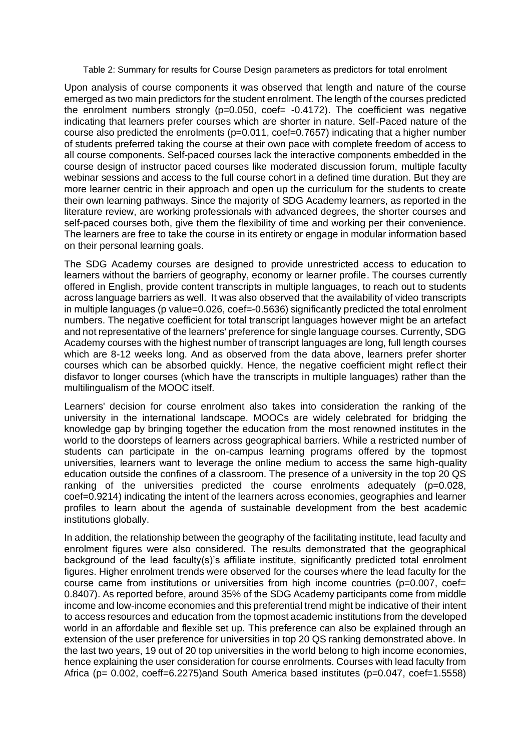Table 2: Summary for results for Course Design parameters as predictors for total enrolment

Upon analysis of course components it was observed that length and nature of the course emerged as two main predictors for the student enrolment. The length of the courses predicted the enrolment numbers strongly (p=0.050, coef= -0.4172). The coefficient was negative indicating that learners prefer courses which are shorter in nature. Self-Paced nature of the course also predicted the enrolments (p=0.011, coef=0.7657) indicating that a higher number of students preferred taking the course at their own pace with complete freedom of access to all course components. Self-paced courses lack the interactive components embedded in the course design of instructor paced courses like moderated discussion forum, multiple faculty webinar sessions and access to the full course cohort in a defined time duration. But they are more learner centric in their approach and open up the curriculum for the students to create their own learning pathways. Since the majority of SDG Academy learners, as reported in the literature review, are working professionals with advanced degrees, the shorter courses and self-paced courses both, give them the flexibility of time and working per their convenience. The learners are free to take the course in its entirety or engage in modular information based on their personal learning goals.

The SDG Academy courses are designed to provide unrestricted access to education to learners without the barriers of geography, economy or learner profile. The courses currently offered in English, provide content transcripts in multiple languages, to reach out to students across language barriers as well. It was also observed that the availability of video transcripts in multiple languages (p value=0.026, coef=-0.5636) significantly predicted the total enrolment numbers. The negative coefficient for total transcript languages however might be an artefact and not representative of the learners' preference for single language courses. Currently, SDG Academy courses with the highest number of transcript languages are long, full length courses which are 8-12 weeks long. And as observed from the data above, learners prefer shorter courses which can be absorbed quickly. Hence, the negative coefficient might reflect their disfavor to longer courses (which have the transcripts in multiple languages) rather than the multilingualism of the MOOC itself.

Learners' decision for course enrolment also takes into consideration the ranking of the university in the international landscape. MOOCs are widely celebrated for bridging the knowledge gap by bringing together the education from the most renowned institutes in the world to the doorsteps of learners across geographical barriers. While a restricted number of students can participate in the on-campus learning programs offered by the topmost universities, learners want to leverage the online medium to access the same high-quality education outside the confines of a classroom. The presence of a university in the top 20 QS ranking of the universities predicted the course enrolments adequately (p=0.028, coef=0.9214) indicating the intent of the learners across economies, geographies and learner profiles to learn about the agenda of sustainable development from the best academic institutions globally.

In addition, the relationship between the geography of the facilitating institute, lead faculty and enrolment figures were also considered. The results demonstrated that the geographical background of the lead faculty(s)'s affiliate institute, significantly predicted total enrolment figures. Higher enrolment trends were observed for the courses where the lead faculty for the course came from institutions or universities from high income countries (p=0.007, coef= 0.8407). As reported before, around 35% of the SDG Academy participants come from middle income and low-income economies and this preferential trend might be indicative of their intent to access resources and education from the topmost academic institutions from the developed world in an affordable and flexible set up. This preference can also be explained through an extension of the user preference for universities in top 20 QS ranking demonstrated above. In the last two years, 19 out of 20 top universities in the world belong to high income economies, hence explaining the user consideration for course enrolments. Courses with lead faculty from Africa (p= 0.002, coeff=6.2275)and South America based institutes (p=0.047, coef=1.5558)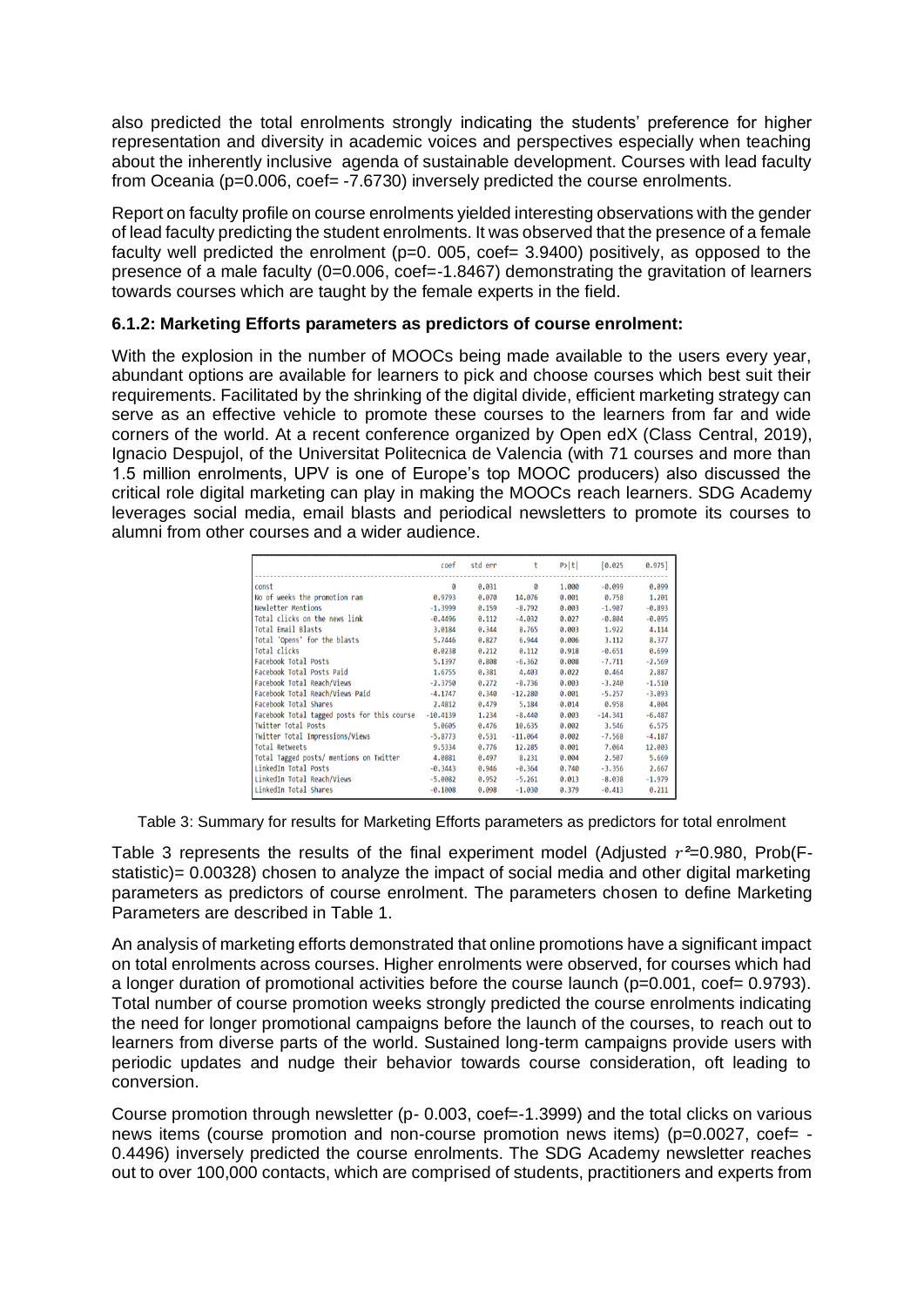also predicted the total enrolments strongly indicating the students' preference for higher representation and diversity in academic voices and perspectives especially when teaching about the inherently inclusive agenda of sustainable development. Courses with lead faculty from Oceania (p=0.006, coef= -7.6730) inversely predicted the course enrolments.

Report on faculty profile on course enrolments yielded interesting observations with the gender of lead faculty predicting the student enrolments. It was observed that the presence of a female faculty well predicted the enrolment (p=0. 005, coef= 3.9400) positively, as opposed to the presence of a male faculty (0=0.006, coef=-1.8467) demonstrating the gravitation of learners towards courses which are taught by the female experts in the field.

### 6.1.2: Marketing Efforts parameters as predictors of course enrolment:

With the explosion in the number of MOOCs being made available to the users every year, abundant options are available for learners to pick and choose courses which best suit their requirements. Facilitated by the shrinking of the digital divide, efficient marketing strategy can serve as an effective vehicle to promote these courses to the learners from far and wide corners of the world. At a recent conference organized by Open edX (Class Central, 2019), Ignacio Despujol, of the Universitat Politecnica de Valencia (with 71 courses and more than 1.5 million enrolments, UPV is one of Europe's top MOOC producers) also discussed the critical role digital marketing can play in making the MOOCs reach learners. SDG Academy leverages social media, email blasts and periodical newsletters to promote its courses to alumni from other courses and a wider audience.

| | coef | std err | t | P>\|t\| | [0.025 | 0.975] |
|---|---|---|---|---|---|---|
| const | 0 | 0.031 | 0 | 1.000 | -0.099 | 0.099 |
| No of weeks the promotion ran | 0.9793 | 0.070 | 14.076 | 0.001 | 0.758 | 1.201 |
| Newletter Mentions | -1.3999 | 0.159 | -8.792 | 0.003 | -1.907 | -0.893 |
| Total clicks on the news link | -0.4496 | 0.112 | -4.032 | 0.027 | -0.804 | -0.095 |
| Total Email Blasts | 3.0184 | 0.344 | 8.765 | 0.003 | 1.922 | 4.114 |
| Total 'Opens' for the blasts | 5.7446 | 0.827 | 6.944 | 0.006 | 3.112 | 8.377 |
| Total clicks | 0.0238 | 0.212 | 0.112 | 0.918 | -0.651 | 0.699 |
| Facebook Total Posts | 5.1397 | 0.808 | -6.362 | 0.008 | -7.711 | -2.569 |
| Facebook Total Posts Paid | 1.6755 | 0.381 | 4.403 | 0.022 | 0.464 | 2.887 |
| Facebook Total Reach/Views | -2.3750 | 0.272 | -8.736 | 0.003 | -3.240 | -1.510 |
| Facebook Total Reach/Views Paid | -4.1747 | 0.340 | -12.280 | 0.001 | -5.257 | -3.093 |
| Facebook Total Shares | 2.4812 | 0.479 | 5.184 | 0.014 | 0.958 | 4.004 |
| Facebook Total tagged posts for this course | -10.4139 | 1.234 | -8.440 | 0.003 | -14.341 | -6.487 |
| Twitter Total Posts | 5.0605 | 0.476 | 10.635 | 0.002 | 3.546 | 6.575 |
| Twitter Total Impressions/Views | -5.8773 | 0.531 | -11.064 | 0.002 | -7.568 | -4.187 |
| Total Retweets | 9.5334 | 0.776 | 12.285 | 0.001 | 7.064 | 12.003 |
| Total Tagged posts/ mentions on Twitter | 4.0881 | 0.497 | 8.231 | 0.004 | 2.507 | 5.669 |
| LinkedIn Total Posts | -0.3443 | 0.946 | -0.364 | 0.740 | -3.356 | 2.667 |
| LinkedIn Total Reach/Views | -5.0082 | 0.952 | -5.261 | 0.013 | -8.038 | -1.979 |
| LinkedIn Total Shares | -0.1008 | 0.098 | -1.030 | 0.379 | -0.413 | 0.211 |

Table 3: Summary for results for Marketing Efforts parameters as predictors for total enrolment

Table 3 represents the results of the final experiment model (Adjusted $r^2$=0.980, Prob(F-statistic)= 0.00328) chosen to analyze the impact of social media and other digital marketing parameters as predictors of course enrolment. The parameters chosen to define Marketing Parameters are described in Table 1.

An analysis of marketing efforts demonstrated that online promotions have a significant impact on total enrolments across courses. Higher enrolments were observed, for courses which had a longer duration of promotional activities before the course launch (p=0.001, coef= 0.9793). Total number of course promotion weeks strongly predicted the course enrolments indicating the need for longer promotional campaigns before the launch of the courses, to reach out to learners from diverse parts of the world. Sustained long-term campaigns provide users with periodic updates and nudge their behavior towards course consideration, oft leading to conversion.

Course promotion through newsletter (p- 0.003, coef=-1.3999) and the total clicks on various news items (course promotion and non-course promotion news items) (p=0.0027, coef= -0.4496) inversely predicted the course enrolments. The SDG Academy newsletter reaches out to over 100,000 contacts, which are comprised of students, practitioners and experts from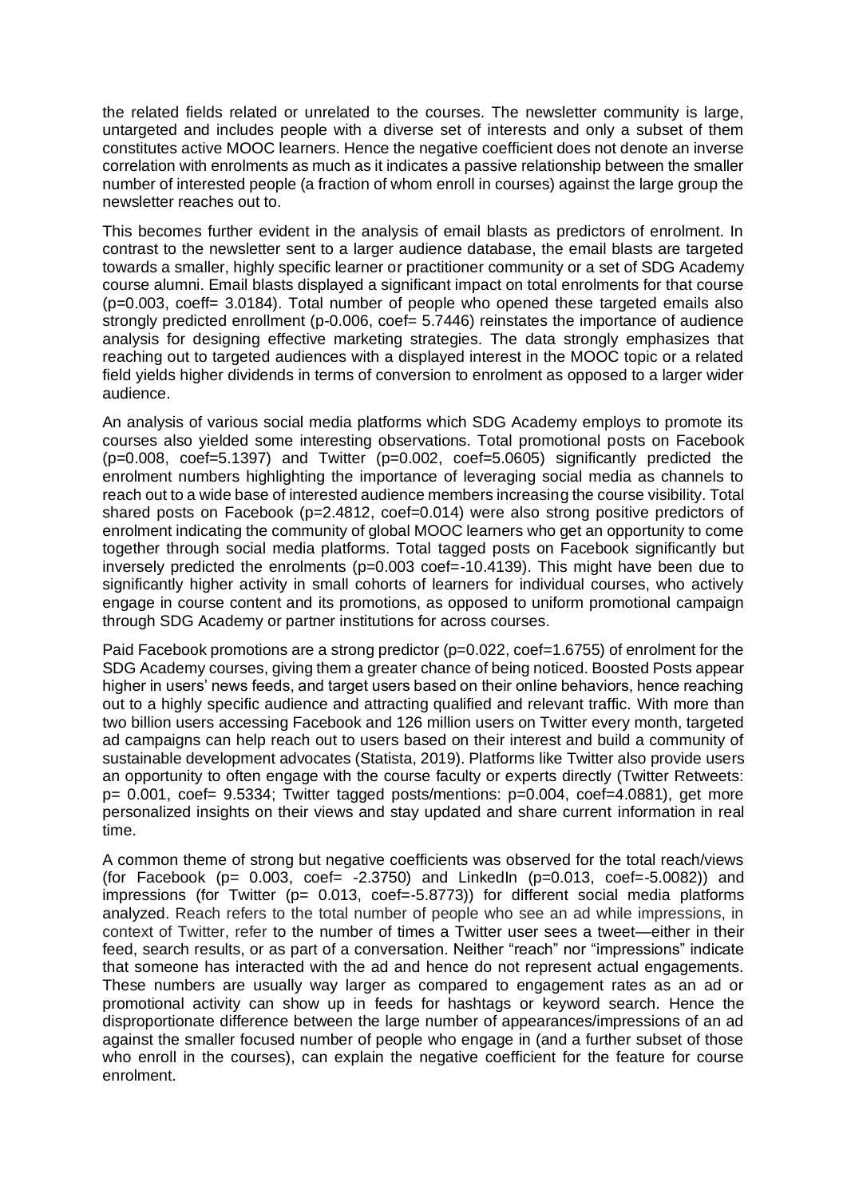the related fields related or unrelated to the courses. The newsletter community is large, untargeted and includes people with a diverse set of interests and only a subset of them constitutes active MOOC learners. Hence the negative coefficient does not denote an inverse correlation with enrolments as much as it indicates a passive relationship between the smaller number of interested people (a fraction of whom enroll in courses) against the large group the newsletter reaches out to.

This becomes further evident in the analysis of email blasts as predictors of enrolment. In contrast to the newsletter sent to a larger audience database, the email blasts are targeted towards a smaller, highly specific learner or practitioner community or a set of SDG Academy course alumni. Email blasts displayed a significant impact on total enrolments for that course (p=0.003, coeff= 3.0184). Total number of people who opened these targeted emails also strongly predicted enrollment (p-0.006, coef= 5.7446) reinstates the importance of audience analysis for designing effective marketing strategies. The data strongly emphasizes that reaching out to targeted audiences with a displayed interest in the MOOC topic or a related field yields higher dividends in terms of conversion to enrolment as opposed to a larger wider audience.

An analysis of various social media platforms which SDG Academy employs to promote its courses also yielded some interesting observations. Total promotional posts on Facebook (p=0.008, coef=5.1397) and Twitter (p=0.002, coef=5.0605) significantly predicted the enrolment numbers highlighting the importance of leveraging social media as channels to reach out to a wide base of interested audience members increasing the course visibility. Total shared posts on Facebook (p=2.4812, coef=0.014) were also strong positive predictors of enrolment indicating the community of global MOOC learners who get an opportunity to come together through social media platforms. Total tagged posts on Facebook significantly but inversely predicted the enrolments (p=0.003 coef=-10.4139). This might have been due to significantly higher activity in small cohorts of learners for individual courses, who actively engage in course content and its promotions, as opposed to uniform promotional campaign through SDG Academy or partner institutions for across courses.

Paid Facebook promotions are a strong predictor (p=0.022, coef=1.6755) of enrolment for the SDG Academy courses, giving them a greater chance of being noticed. Boosted Posts appear higher in users' news feeds, and target users based on their online behaviors, hence reaching out to a highly specific audience and attracting qualified and relevant traffic. With more than two billion users accessing Facebook and 126 million users on Twitter every month, targeted ad campaigns can help reach out to users based on their interest and build a community of sustainable development advocates (Statista, 2019). Platforms like Twitter also provide users an opportunity to often engage with the course faculty or experts directly (Twitter Retweets: p= 0.001, coef= 9.5334; Twitter tagged posts/mentions: p=0.004, coef=4.0881), get more personalized insights on their views and stay updated and share current information in real time.

A common theme of strong but negative coefficients was observed for the total reach/views (for Facebook (p= 0.003, coef= -2.3750) and LinkedIn (p=0.013, coef=-5.0082)) and impressions (for Twitter (p= 0.013, coef=-5.8773)) for different social media platforms analyzed. Reach refers to the total number of people who see an ad while impressions, in context of Twitter, refer to the number of times a Twitter user sees a tweet—either in their feed, search results, or as part of a conversation. Neither "reach" nor "impressions" indicate that someone has interacted with the ad and hence do not represent actual engagements. These numbers are usually way larger as compared to engagement rates as an ad or promotional activity can show up in feeds for hashtags or keyword search. Hence the disproportionate difference between the large number of appearances/impressions of an ad against the smaller focused number of people who engage in (and a further subset of those who enroll in the courses), can explain the negative coefficient for the feature for course enrolment.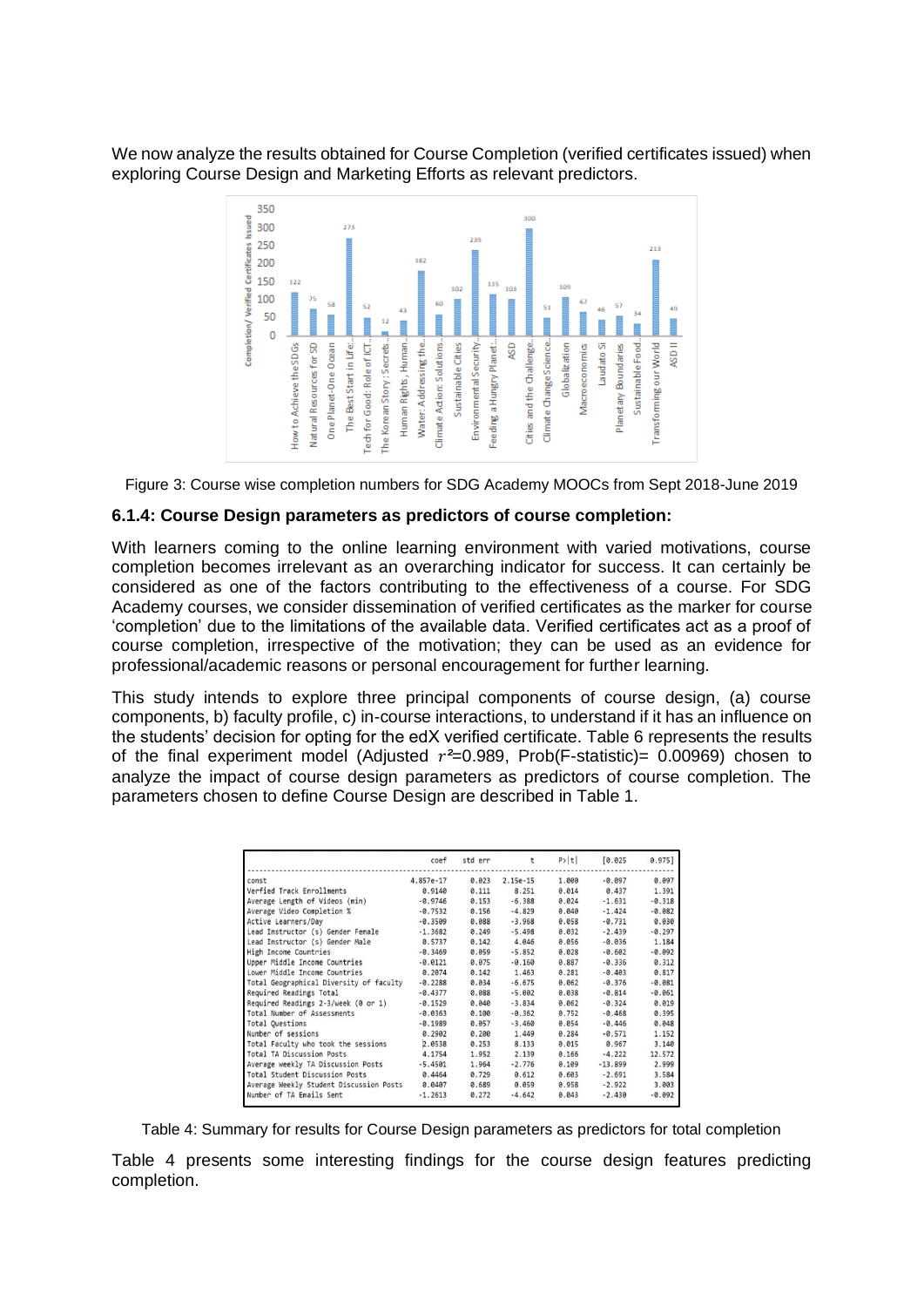We now analyze the results obtained for Course Completion (verified certificates issued) when exploring Course Design and Marketing Efforts as relevant predictors.

Figure 3: Course wise completion numbers for SDG Academy MOOCs from Sept 2018-June 2019

### 6.1.4: Course Design parameters as predictors of course completion:

With learners coming to the online learning environment with varied motivations, course completion becomes irrelevant as an overarching indicator for success. It can certainly be considered as one of the factors contributing to the effectiveness of a course. For SDG Academy courses, we consider dissemination of verified certificates as the marker for course 'completion' due to the limitations of the available data. Verified certificates act as a proof of course completion, irrespective of the motivation; they can be used as an evidence for professional/academic reasons or personal encouragement for further learning.

This study intends to explore three principal components of course design, (a) course components, b) faculty profile, c) in-course interactions, to understand if it has an influence on the students' decision for opting for the edX verified certificate. Table 6 represents the results of the final experiment model (Adjusted $r^2$=0.989, Prob(F-statistic)= 0.00969) chosen to analyze the impact of course design parameters as predictors of course completion. The parameters chosen to define Course Design are described in Table 1.

| | coef | std err | t | P>\|t\| | [0.025 | 0.975] |
|---|---|---|---|---|---|---|
| const | 4.857e-17 | 0.023 | 2.15e-15 | 1.000 | -0.097 | 0.097 |
| Verfied Track Enrollments | 0.9140 | 0.111 | 8.251 | 0.014 | 0.437 | 1.391 |
| Average Length of Videos (min) | -0.9746 | 0.153 | -6.388 | 0.024 | -1.631 | -0.318 |
| Average Video Completion % | -0.7532 | 0.156 | -4.829 | 0.040 | -1.424 | -0.082 |
| Active Learners/Day | -0.3509 | 0.088 | -3.968 | 0.058 | -0.731 | 0.030 |
| Lead Instructor (s) Gender Female | -1.3682 | 0.249 | -5.498 | 0.032 | -2.439 | -0.297 |
| Lead Instructor (s) Gender Male | 0.5737 | 0.142 | 4.046 | 0.056 | -0.036 | 1.184 |
| High Income Countries | -0.3469 | 0.059 | -5.852 | 0.028 | -0.602 | -0.092 |
| Upper Middle Income Countries | -0.0121 | 0.075 | -0.160 | 0.887 | -0.336 | 0.312 |
| Lower Middle Income Countries | 0.2074 | 0.142 | 1.463 | 0.281 | -0.403 | 0.817 |
| Total Geographical Diversity of faculty | -0.2288 | 0.034 | -6.675 | 0.062 | -0.376 | -0.081 |
| Required Readings Total | -0.4377 | 0.088 | -5.002 | 0.038 | -0.814 | -0.061 |
| Required Readings 2-3/week (0 or 1) | -0.1529 | 0.040 | -3.834 | 0.062 | -0.324 | 0.019 |
| Total Number of Assessments | -0.0363 | 0.100 | -0.362 | 0.752 | -0.468 | 0.395 |
| Total Questions | -0.1989 | 0.057 | -3.460 | 0.054 | -0.446 | 0.048 |
| Number of sessions | 0.2902 | 0.200 | 1.449 | 0.284 | -0.571 | 1.152 |
| Total Faculty who took the sessions | 2.0538 | 0.253 | 8.133 | 0.015 | 0.967 | 3.140 |
| Total TA Discussion Posts | 4.1754 | 1.952 | 2.139 | 0.166 | -4.222 | 12.572 |
| Average weekly TA Discussion Posts | -5.4501 | 1.964 | -2.776 | 0.109 | -13.899 | 2.999 |
| Total Student Discussion Posts | 0.4464 | 0.729 | 0.612 | 0.603 | -2.691 | 3.584 |
| Average Weekly Student Discussion Posts | 0.0407 | 0.689 | 0.059 | 0.958 | -2.922 | 3.003 |
| Number of TA Emails Sent | -1.2613 | 0.272 | -4.642 | 0.043 | -2.430 | -0.092 |

Table 4: Summary for results for Course Design parameters as predictors for total completion

Table 4 presents some interesting findings for the course design features predicting completion.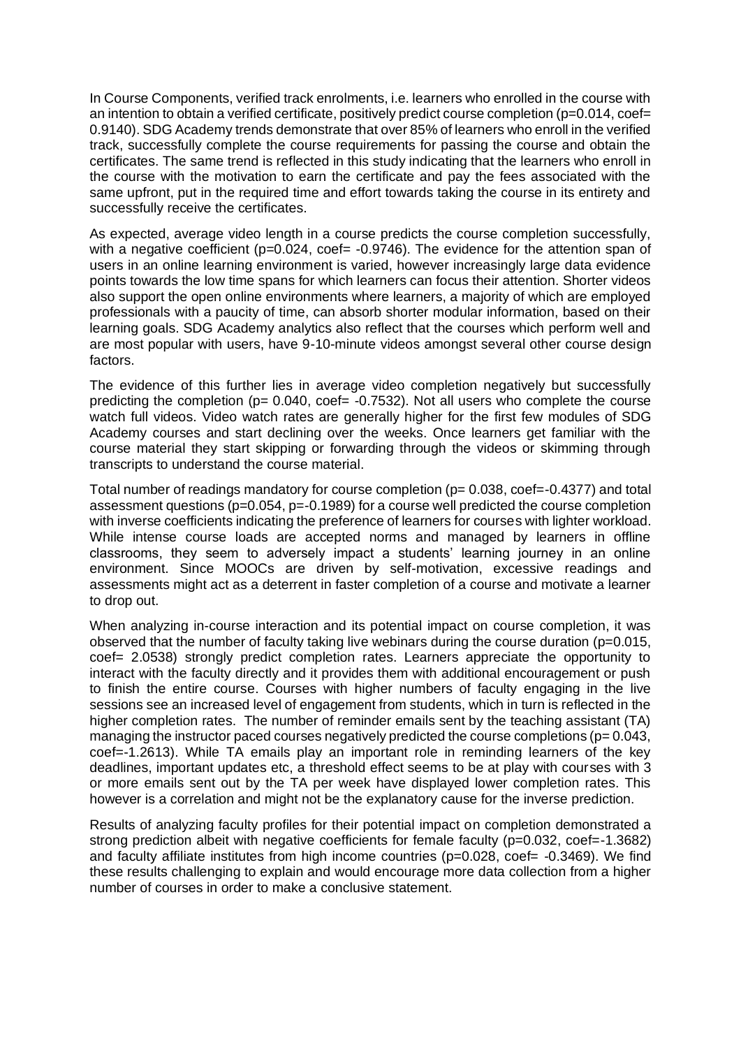In Course Components, verified track enrolments, i.e. learners who enrolled in the course with an intention to obtain a verified certificate, positively predict course completion ($p=0.014$, coef= 0.9140). SDG Academy trends demonstrate that over 85% of learners who enroll in the verified track, successfully complete the course requirements for passing the course and obtain the certificates. The same trend is reflected in this study indicating that the learners who enroll in the course with the motivation to earn the certificate and pay the fees associated with the same upfront, put in the required time and effort towards taking the course in its entirety and successfully receive the certificates.

As expected, average video length in a course predicts the course completion successfully, with a negative coefficient ($p=0.024$, coef= -0.9746). The evidence for the attention span of users in an online learning environment is varied, however increasingly large data evidence points towards the low time spans for which learners can focus their attention. Shorter videos also support the open online environments where learners, a majority of which are employed professionals with a paucity of time, can absorb shorter modular information, based on their learning goals. SDG Academy analytics also reflect that the courses which perform well and are most popular with users, have 9-10-minute videos amongst several other course design factors.

The evidence of this further lies in average video completion negatively but successfully predicting the completion ($p= 0.040$, coef= -0.7532). Not all users who complete the course watch full videos. Video watch rates are generally higher for the first few modules of SDG Academy courses and start declining over the weeks. Once learners get familiar with the course material they start skipping or forwarding through the videos or skimming through transcripts to understand the course material.

Total number of readings mandatory for course completion ($p= 0.038$, coef=-0.4377) and total assessment questions ($p=0.054$, $p=-0.1989$) for a course well predicted the course completion with inverse coefficients indicating the preference of learners for courses with lighter workload. While intense course loads are accepted norms and managed by learners in offline classrooms, they seem to adversely impact a students' learning journey in an online environment. Since MOOCs are driven by self-motivation, excessive readings and assessments might act as a deterrent in faster completion of a course and motivate a learner to drop out.

When analyzing in-course interaction and its potential impact on course completion, it was observed that the number of faculty taking live webinars during the course duration ($p=0.015$, coef= 2.0538) strongly predict completion rates. Learners appreciate the opportunity to interact with the faculty directly and it provides them with additional encouragement or push to finish the entire course. Courses with higher numbers of faculty engaging in the live sessions see an increased level of engagement from students, which in turn is reflected in the higher completion rates. The number of reminder emails sent by the teaching assistant (TA) managing the instructor paced courses negatively predicted the course completions ($p= 0.043$, coef=-1.2613). While TA emails play an important role in reminding learners of the key deadlines, important updates etc, a threshold effect seems to be at play with courses with 3 or more emails sent out by the TA per week have displayed lower completion rates. This however is a correlation and might not be the explanatory cause for the inverse prediction.

Results of analyzing faculty profiles for their potential impact on completion demonstrated a strong prediction albeit with negative coefficients for female faculty ($p=0.032$, coef=-1.3682) and faculty affiliate institutes from high income countries ($p=0.028$, coef= -0.3469). We find these results challenging to explain and would encourage more data collection from a higher number of courses in order to make a conclusive statement.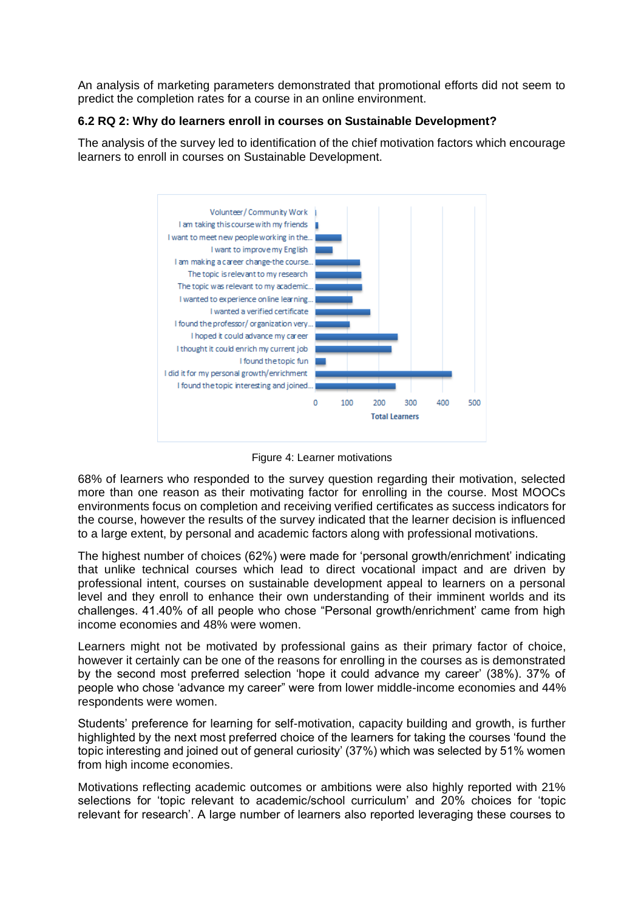An analysis of marketing parameters demonstrated that promotional efforts did not seem to predict the completion rates for a course in an online environment.

### 6.2 RQ 2: Why do learners enroll in courses on Sustainable Development?

The analysis of the survey led to identification of the chief motivation factors which encourage learners to enroll in courses on Sustainable Development.

Figure 4: Learner motivations

68% of learners who responded to the survey question regarding their motivation, selected more than one reason as their motivating factor for enrolling in the course. Most MOOCs environments focus on completion and receiving verified certificates as success indicators for the course, however the results of the survey indicated that the learner decision is influenced to a large extent, by personal and academic factors along with professional motivations.

The highest number of choices (62%) were made for 'personal growth/enrichment' indicating that unlike technical courses which lead to direct vocational impact and are driven by professional intent, courses on sustainable development appeal to learners on a personal level and they enroll to enhance their own understanding of their imminent worlds and its challenges. 41.40% of all people who chose "Personal growth/enrichment' came from high income economies and 48% were women.

Learners might not be motivated by professional gains as their primary factor of choice, however it certainly can be one of the reasons for enrolling in the courses as is demonstrated by the second most preferred selection 'hope it could advance my career' (38%). 37% of people who chose 'advance my career" were from lower middle-income economies and 44% respondents were women.

Students' preference for learning for self-motivation, capacity building and growth, is further highlighted by the next most preferred choice of the learners for taking the courses 'found the topic interesting and joined out of general curiosity' (37%) which was selected by 51% women from high income economies.

Motivations reflecting academic outcomes or ambitions were also highly reported with 21% selections for 'topic relevant to academic/school curriculum' and 20% choices for 'topic relevant for research'. A large number of learners also reported leveraging these courses to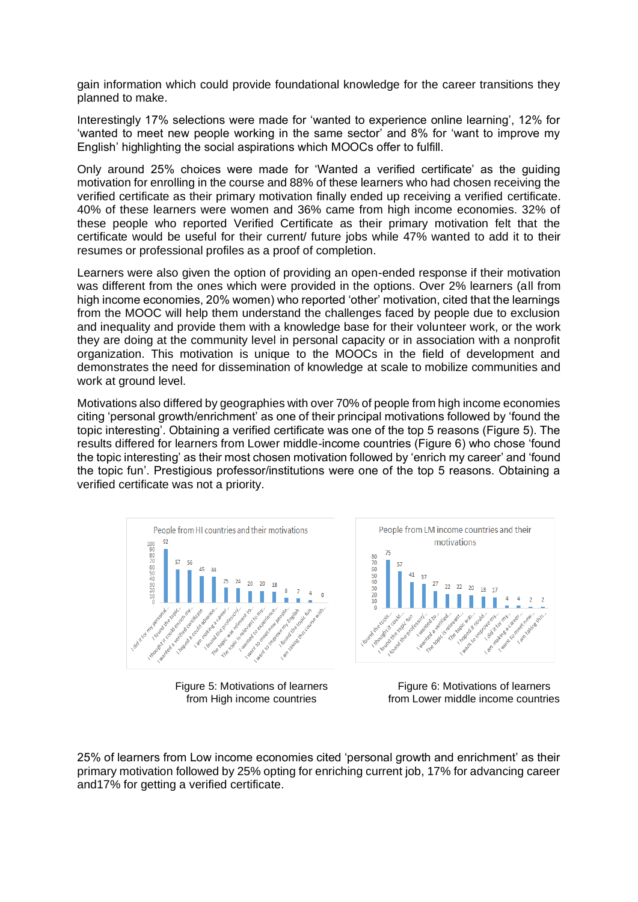gain information which could provide foundational knowledge for the career transitions they planned to make.

Interestingly 17% selections were made for 'wanted to experience online learning', 12% for 'wanted to meet new people working in the same sector' and 8% for 'want to improve my English' highlighting the social aspirations which MOOCs offer to fulfill.

Only around 25% choices were made for 'Wanted a verified certificate' as the guiding motivation for enrolling in the course and 88% of these learners who had chosen receiving the verified certificate as their primary motivation finally ended up receiving a verified certificate. 40% of these learners were women and 36% came from high income economies. 32% of these people who reported Verified Certificate as their primary motivation felt that the certificate would be useful for their current/ future jobs while 47% wanted to add it to their resumes or professional profiles as a proof of completion.

Learners were also given the option of providing an open-ended response if their motivation was different from the ones which were provided in the options. Over 2% learners (all from high income economies, 20% women) who reported 'other' motivation, cited that the learnings from the MOOC will help them understand the challenges faced by people due to exclusion and inequality and provide them with a knowledge base for their volunteer work, or the work they are doing at the community level in personal capacity or in association with a nonprofit organization. This motivation is unique to the MOOCs in the field of development and demonstrates the need for dissemination of knowledge at scale to mobilize communities and work at ground level.

Motivations also differed by geographies with over 70% of people from high income economies citing 'personal growth/enrichment' as one of their principal motivations followed by 'found the topic interesting'. Obtaining a verified certificate was one of the top 5 reasons (Figure 5). The results differed for learners from Lower middle-income countries (Figure 6) who chose 'found the topic interesting' as their most chosen motivation followed by 'enrich my career' and 'found the topic fun'. Prestigious professor/institutions were one of the top 5 reasons. Obtaining a verified certificate was not a priority.

Figure 5: Motivations of learners from High income countries

Figure 6: Motivations of learners from Lower middle income countries

25% of learners from Low income economies cited 'personal growth and enrichment' as their primary motivation followed by 25% opting for enriching current job, 17% for advancing career and17% for getting a verified certificate.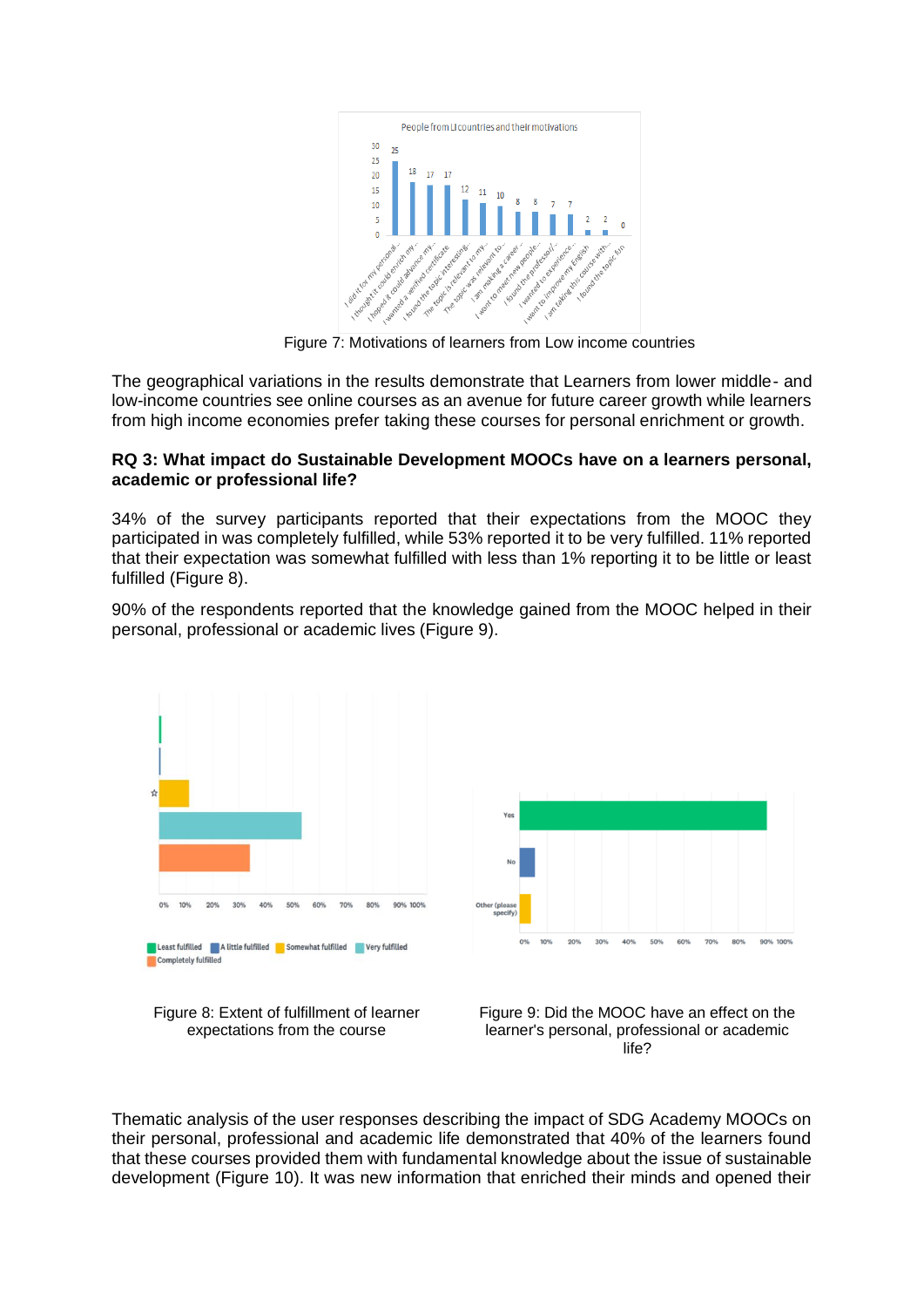Figure 7: Motivations of learners from Low income countries

The geographical variations in the results demonstrate that Learners from lower middle- and low-income countries see online courses as an avenue for future career growth while learners from high income economies prefer taking these courses for personal enrichment or growth.

**RQ 3: What impact do Sustainable Development MOOCs have on a learners personal, academic or professional life?**

34% of the survey participants reported that their expectations from the MOOC they participated in was completely fulfilled, while 53% reported it to be very fulfilled. 11% reported that their expectation was somewhat fulfilled with less than 1% reporting it to be little or least fulfilled (Figure 8).

90% of the respondents reported that the knowledge gained from the MOOC helped in their personal, professional or academic lives (Figure 9).

Figure 8: Extent of fulfillment of learner expectations from the course

Figure 9: Did the MOOC have an effect on the learner's personal, professional or academic life?

Thematic analysis of the user responses describing the impact of SDG Academy MOOCs on their personal, professional and academic life demonstrated that 40% of the learners found that these courses provided them with fundamental knowledge about the issue of sustainable development (Figure 10). It was new information that enriched their minds and opened their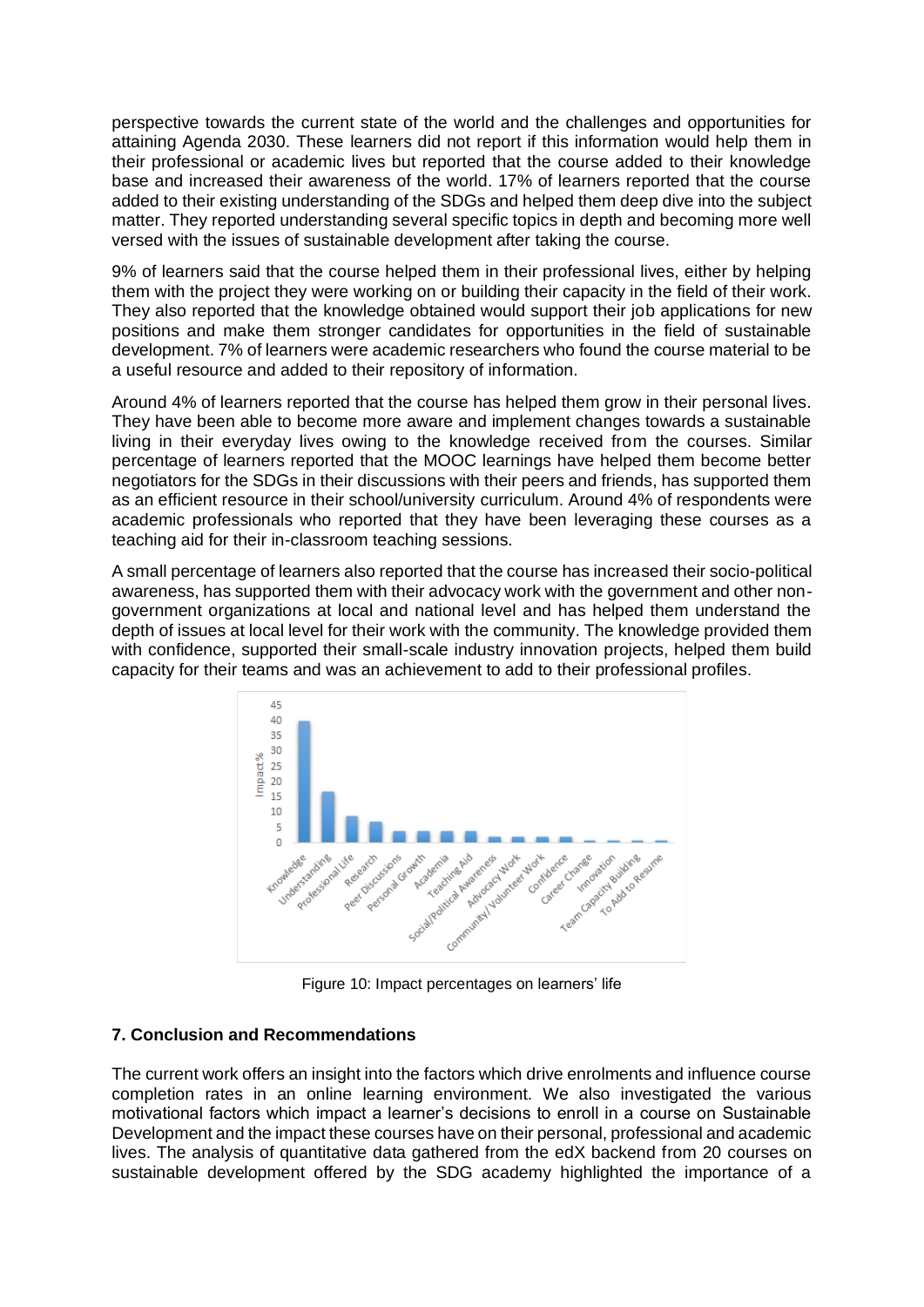perspective towards the current state of the world and the challenges and opportunities for attaining Agenda 2030. These learners did not report if this information would help them in their professional or academic lives but reported that the course added to their knowledge base and increased their awareness of the world. 17% of learners reported that the course added to their existing understanding of the SDGs and helped them deep dive into the subject matter. They reported understanding several specific topics in depth and becoming more well versed with the issues of sustainable development after taking the course.

9% of learners said that the course helped them in their professional lives, either by helping them with the project they were working on or building their capacity in the field of their work. They also reported that the knowledge obtained would support their job applications for new positions and make them stronger candidates for opportunities in the field of sustainable development. 7% of learners were academic researchers who found the course material to be a useful resource and added to their repository of information.

Around 4% of learners reported that the course has helped them grow in their personal lives. They have been able to become more aware and implement changes towards a sustainable living in their everyday lives owing to the knowledge received from the courses. Similar percentage of learners reported that the MOOC learnings have helped them become better negotiators for the SDGs in their discussions with their peers and friends, has supported them as an efficient resource in their school/university curriculum. Around 4% of respondents were academic professionals who reported that they have been leveraging these courses as a teaching aid for their in-classroom teaching sessions.

A small percentage of learners also reported that the course has increased their socio-political awareness, has supported them with their advocacy work with the government and other non-government organizations at local and national level and has helped them understand the depth of issues at local level for their work with the community. The knowledge provided them with confidence, supported their small-scale industry innovation projects, helped them build capacity for their teams and was an achievement to add to their professional profiles.

Figure 10: Impact percentages on learners' life

## 7. Conclusion and Recommendations

The current work offers an insight into the factors which drive enrolments and influence course completion rates in an online learning environment. We also investigated the various motivational factors which impact a learner's decisions to enroll in a course on Sustainable Development and the impact these courses have on their personal, professional and academic lives. The analysis of quantitative data gathered from the edX backend from 20 courses on sustainable development offered by the SDG academy highlighted the importance of a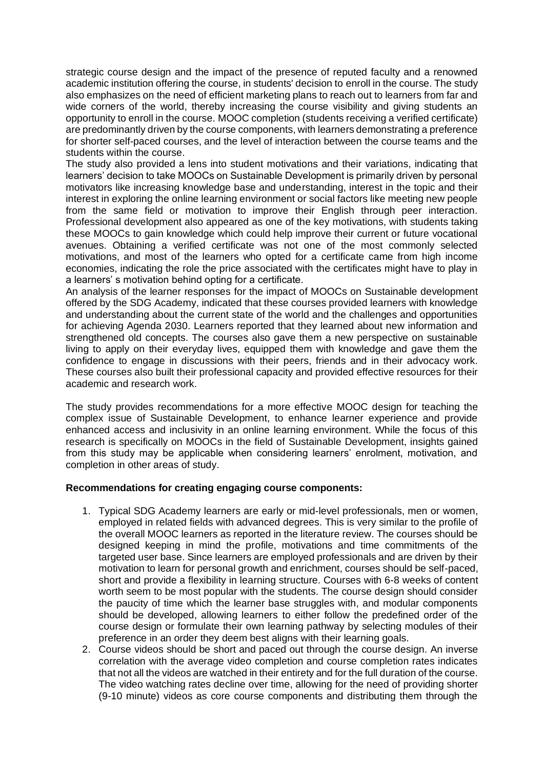strategic course design and the impact of the presence of reputed faculty and a renowned academic institution offering the course, in students' decision to enroll in the course. The study also emphasizes on the need of efficient marketing plans to reach out to learners from far and wide corners of the world, thereby increasing the course visibility and giving students an opportunity to enroll in the course. MOOC completion (students receiving a verified certificate) are predominantly driven by the course components, with learners demonstrating a preference for shorter self-paced courses, and the level of interaction between the course teams and the students within the course.

The study also provided a lens into student motivations and their variations, indicating that learners' decision to take MOOCs on Sustainable Development is primarily driven by personal motivators like increasing knowledge base and understanding, interest in the topic and their interest in exploring the online learning environment or social factors like meeting new people from the same field or motivation to improve their English through peer interaction. Professional development also appeared as one of the key motivations, with students taking these MOOCs to gain knowledge which could help improve their current or future vocational avenues. Obtaining a verified certificate was not one of the most commonly selected motivations, and most of the learners who opted for a certificate came from high income economies, indicating the role the price associated with the certificates might have to play in a learners' s motivation behind opting for a certificate.

An analysis of the learner responses for the impact of MOOCs on Sustainable development offered by the SDG Academy, indicated that these courses provided learners with knowledge and understanding about the current state of the world and the challenges and opportunities for achieving Agenda 2030. Learners reported that they learned about new information and strengthened old concepts. The courses also gave them a new perspective on sustainable living to apply on their everyday lives, equipped them with knowledge and gave them the confidence to engage in discussions with their peers, friends and in their advocacy work. These courses also built their professional capacity and provided effective resources for their academic and research work.

The study provides recommendations for a more effective MOOC design for teaching the complex issue of Sustainable Development, to enhance learner experience and provide enhanced access and inclusivity in an online learning environment. While the focus of this research is specifically on MOOCs in the field of Sustainable Development, insights gained from this study may be applicable when considering learners' enrolment, motivation, and completion in other areas of study.

**Recommendations for creating engaging course components:**

1. Typical SDG Academy learners are early or mid-level professionals, men or women, employed in related fields with advanced degrees. This is very similar to the profile of the overall MOOC learners as reported in the literature review. The courses should be designed keeping in mind the profile, motivations and time commitments of the targeted user base. Since learners are employed professionals and are driven by their motivation to learn for personal growth and enrichment, courses should be self-paced, short and provide a flexibility in learning structure. Courses with 6-8 weeks of content worth seem to be most popular with the students. The course design should consider the paucity of time which the learner base struggles with, and modular components should be developed, allowing learners to either follow the predefined order of the course design or formulate their own learning pathway by selecting modules of their preference in an order they deem best aligns with their learning goals.
2. Course videos should be short and paced out through the course design. An inverse correlation with the average video completion and course completion rates indicates that not all the videos are watched in their entirety and for the full duration of the course. The video watching rates decline over time, allowing for the need of providing shorter (9-10 minute) videos as core course components and distributing them through the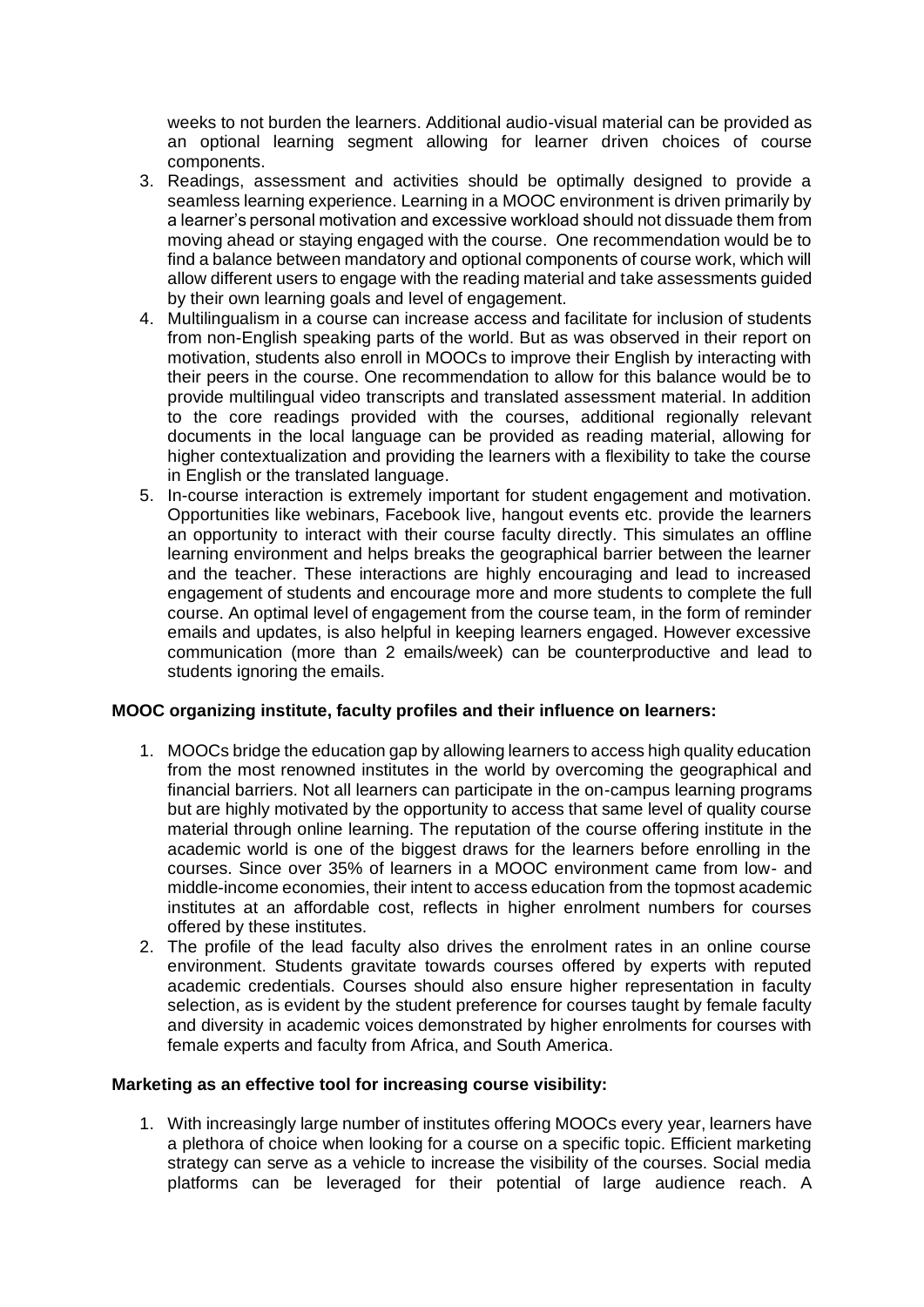weeks to not burden the learners. Additional audio-visual material can be provided as an optional learning segment allowing for learner driven choices of course components.

3. Readings, assessment and activities should be optimally designed to provide a seamless learning experience. Learning in a MOOC environment is driven primarily by a learner's personal motivation and excessive workload should not dissuade them from moving ahead or staying engaged with the course. One recommendation would be to find a balance between mandatory and optional components of course work, which will allow different users to engage with the reading material and take assessments guided by their own learning goals and level of engagement.
4. Multilingualism in a course can increase access and facilitate for inclusion of students from non-English speaking parts of the world. But as was observed in their report on motivation, students also enroll in MOOCs to improve their English by interacting with their peers in the course. One recommendation to allow for this balance would be to provide multilingual video transcripts and translated assessment material. In addition to the core readings provided with the courses, additional regionally relevant documents in the local language can be provided as reading material, allowing for higher contextualization and providing the learners with a flexibility to take the course in English or the translated language.
5. In-course interaction is extremely important for student engagement and motivation. Opportunities like webinars, Facebook live, hangout events etc. provide the learners an opportunity to interact with their course faculty directly. This simulates an offline learning environment and helps breaks the geographical barrier between the learner and the teacher. These interactions are highly encouraging and lead to increased engagement of students and encourage more and more students to complete the full course. An optimal level of engagement from the course team, in the form of reminder emails and updates, is also helpful in keeping learners engaged. However excessive communication (more than 2 emails/week) can be counterproductive and lead to students ignoring the emails.

**MOOC organizing institute, faculty profiles and their influence on learners:**

1. MOOCs bridge the education gap by allowing learners to access high quality education from the most renowned institutes in the world by overcoming the geographical and financial barriers. Not all learners can participate in the on-campus learning programs but are highly motivated by the opportunity to access that same level of quality course material through online learning. The reputation of the course offering institute in the academic world is one of the biggest draws for the learners before enrolling in the courses. Since over 35% of learners in a MOOC environment came from low- and middle-income economies, their intent to access education from the topmost academic institutes at an affordable cost, reflects in higher enrolment numbers for courses offered by these institutes.
2. The profile of the lead faculty also drives the enrolment rates in an online course environment. Students gravitate towards courses offered by experts with reputed academic credentials. Courses should also ensure higher representation in faculty selection, as is evident by the student preference for courses taught by female faculty and diversity in academic voices demonstrated by higher enrolments for courses with female experts and faculty from Africa, and South America.

**Marketing as an effective tool for increasing course visibility:**

1. With increasingly large number of institutes offering MOOCs every year, learners have a plethora of choice when looking for a course on a specific topic. Efficient marketing strategy can serve as a vehicle to increase the visibility of the courses. Social media platforms can be leveraged for their potential of large audience reach. A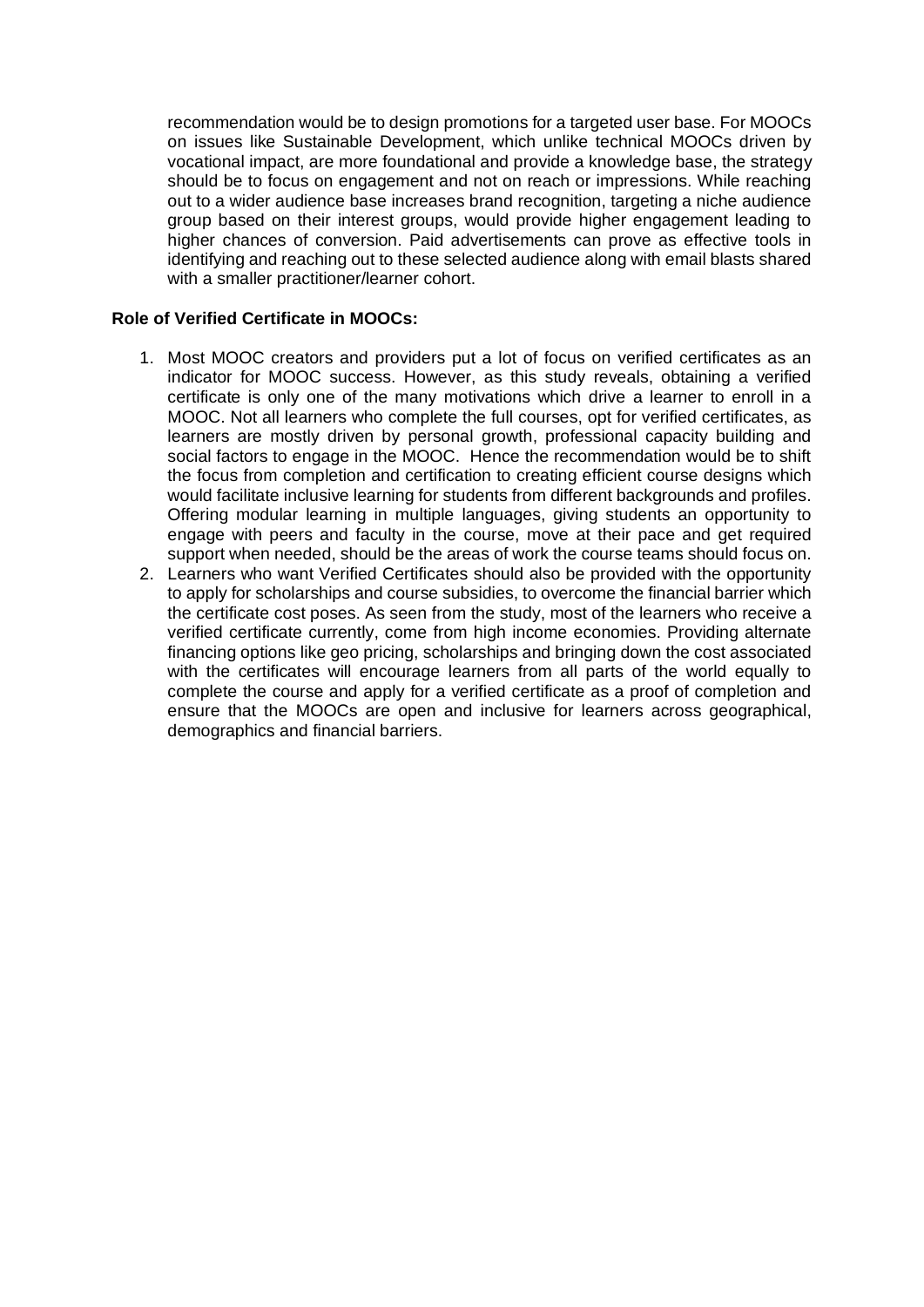recommendation would be to design promotions for a targeted user base. For MOOCs on issues like Sustainable Development, which unlike technical MOOCs driven by vocational impact, are more foundational and provide a knowledge base, the strategy should be to focus on engagement and not on reach or impressions. While reaching out to a wider audience base increases brand recognition, targeting a niche audience group based on their interest groups, would provide higher engagement leading to higher chances of conversion. Paid advertisements can prove as effective tools in identifying and reaching out to these selected audience along with email blasts shared with a smaller practitioner/learner cohort.

**Role of Verified Certificate in MOOCs:**

1. Most MOOC creators and providers put a lot of focus on verified certificates as an indicator for MOOC success. However, as this study reveals, obtaining a verified certificate is only one of the many motivations which drive a learner to enroll in a MOOC. Not all learners who complete the full courses, opt for verified certificates, as learners are mostly driven by personal growth, professional capacity building and social factors to engage in the MOOC. Hence the recommendation would be to shift the focus from completion and certification to creating efficient course designs which would facilitate inclusive learning for students from different backgrounds and profiles. Offering modular learning in multiple languages, giving students an opportunity to engage with peers and faculty in the course, move at their pace and get required support when needed, should be the areas of work the course teams should focus on.
2. Learners who want Verified Certificates should also be provided with the opportunity to apply for scholarships and course subsidies, to overcome the financial barrier which the certificate cost poses. As seen from the study, most of the learners who receive a verified certificate currently, come from high income economies. Providing alternate financing options like geo pricing, scholarships and bringing down the cost associated with the certificates will encourage learners from all parts of the world equally to complete the course and apply for a verified certificate as a proof of completion and ensure that the MOOCs are open and inclusive for learners across geographical, demographics and financial barriers.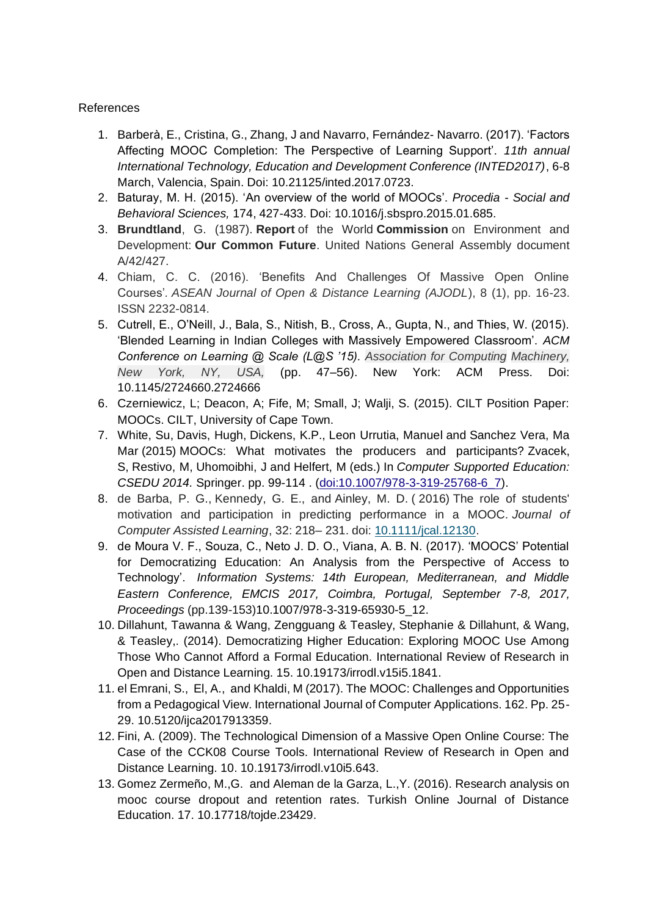References

1. Barberà, E., Cristina, G., Zhang, J and Navarro, Fernández- Navarro. (2017). 'Factors Affecting MOOC Completion: The Perspective of Learning Support'. *11th annual International Technology, Education and Development Conference (INTED2017)*, 6-8 March, Valencia, Spain. Doi: 10.21125/inted.2017.0723.
2. Baturay, M. H. (2015). 'An overview of the world of MOOCs'. *Procedia - Social and Behavioral Sciences,* 174, 427-433. Doi: 10.1016/j.sbspro.2015.01.685.
3. **Brundtland**, G. (1987). **Report** of the World **Commission** on Environment and Development: **Our Common Future**. United Nations General Assembly document A/42/427.
4. Chiam, C. C. (2016). 'Benefits And Challenges Of Massive Open Online Courses'. *ASEAN Journal of Open & Distance Learning (AJODL*), 8 (1), pp. 16-23. ISSN 2232-0814.
5. Cutrell, E., O'Neill, J., Bala, S., Nitish, B., Cross, A., Gupta, N., and Thies, W. (2015). 'Blended Learning in Indian Colleges with Massively Empowered Classroom'. *ACM Conference on Learning @ Scale (L@S '15). Association for Computing Machinery, New York, NY, USA,* (pp. 47–56). New York: ACM Press. Doi: 10.1145/2724660.2724666
6. Czerniewicz, L; Deacon, A; Fife, M; Small, J; Walji, S. (2015). CILT Position Paper: MOOCs. CILT, University of Cape Town.
7. White, Su, Davis, Hugh, Dickens, K.P., Leon Urrutia, Manuel and Sanchez Vera, Ma Mar (2015) MOOCs: What motivates the producers and participants? Zvacek, S, Restivo, M, Uhomoibhi, J and Helfert, M (eds.) In *Computer Supported Education: CSEDU 2014.* Springer. pp. 99-114 . (doi:10.1007/978-3-319-25768-6_7).
8. de Barba, P. G., Kennedy, G. E., and Ainley, M. D. ( 2016) The role of students' motivation and participation in predicting performance in a MOOC. *Journal of Computer Assisted Learning*, 32: 218– 231. doi: 10.1111/jcal.12130.
9. de Moura V. F., Souza, C., Neto J. D. O., Viana, A. B. N. (2017). 'MOOCS' Potential for Democratizing Education: An Analysis from the Perspective of Access to Technology'. *Information Systems: 14th European, Mediterranean, and Middle Eastern Conference, EMCIS 2017, Coimbra, Portugal, September 7-8, 2017, Proceedings* (pp.139-153)10.1007/978-3-319-65930-5_12.
10. Dillahunt, Tawanna & Wang, Zengguang & Teasley, Stephanie & Dillahunt, & Wang, & Teasley,. (2014). Democratizing Higher Education: Exploring MOOC Use Among Those Who Cannot Afford a Formal Education. International Review of Research in Open and Distance Learning. 15. 10.19173/irrodl.v15i5.1841.
11. el Emrani, S., El, A., and Khaldi, M (2017). The MOOC: Challenges and Opportunities from a Pedagogical View. International Journal of Computer Applications. 162. Pp. 25-29. 10.5120/ijca2017913359.
12. Fini, A. (2009). The Technological Dimension of a Massive Open Online Course: The Case of the CCK08 Course Tools. International Review of Research in Open and Distance Learning. 10. 10.19173/irrodl.v10i5.643.
13. Gomez Zermeño, M.,G. and Aleman de la Garza, L.,Y. (2016). Research analysis on mooc course dropout and retention rates. Turkish Online Journal of Distance Education. 17. 10.17718/tojde.23429.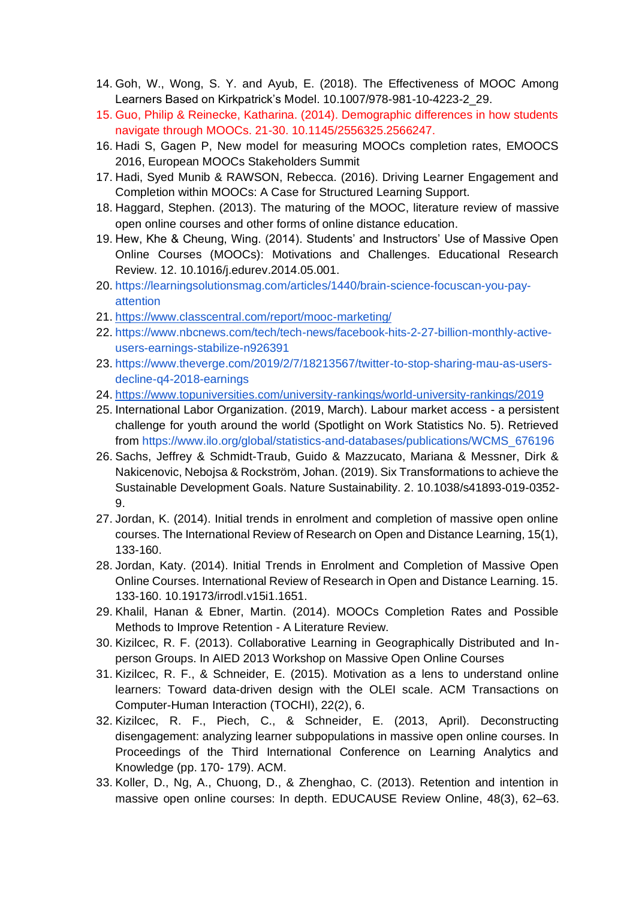14. Goh, W., Wong, S. Y. and Ayub, E. (2018). The Effectiveness of MOOC Among Learners Based on Kirkpatrick's Model. 10.1007/978-981-10-4223-2_29.
15. Guo, Philip & Reinecke, Katharina. (2014). Demographic differences in how students navigate through MOOCs. 21-30. 10.1145/2556325.2566247.
16. Hadi S, Gagen P, New model for measuring MOOCs completion rates, EMOOCS 2016, European MOOCs Stakeholders Summit
17. Hadi, Syed Munib & RAWSON, Rebecca. (2016). Driving Learner Engagement and Completion within MOOCs: A Case for Structured Learning Support.
18. Haggard, Stephen. (2013). The maturing of the MOOC, literature review of massive open online courses and other forms of online distance education.
19. Hew, Khe & Cheung, Wing. (2014). Students' and Instructors' Use of Massive Open Online Courses (MOOCs): Motivations and Challenges. Educational Research Review. 12. 10.1016/j.edurev.2014.05.001.
20. https://learningsolutionsmag.com/articles/1440/brain-science-focuscan-you-pay-attention
21. https://www.classcentral.com/report/mooc-marketing/
22. https://www.nbcnews.com/tech/tech-news/facebook-hits-2-27-billion-monthly-active-users-earnings-stabilize-n926391
23. https://www.theverge.com/2019/2/7/18213567/twitter-to-stop-sharing-mau-as-users-decline-q4-2018-earnings
24. https://www.topuniversities.com/university-rankings/world-university-rankings/2019
25. International Labor Organization. (2019, March). Labour market access - a persistent challenge for youth around the world (Spotlight on Work Statistics No. 5). Retrieved from https://www.ilo.org/global/statistics-and-databases/publications/WCMS_676196
26. Sachs, Jeffrey & Schmidt-Traub, Guido & Mazzucato, Mariana & Messner, Dirk & Nakicenovic, Nebojsa & Rockström, Johan. (2019). Six Transformations to achieve the Sustainable Development Goals. Nature Sustainability. 2. 10.1038/s41893-019-0352-9.
27. Jordan, K. (2014). Initial trends in enrolment and completion of massive open online courses. The International Review of Research on Open and Distance Learning, 15(1), 133-160.
28. Jordan, Katy. (2014). Initial Trends in Enrolment and Completion of Massive Open Online Courses. International Review of Research in Open and Distance Learning. 15. 133-160. 10.19173/irrodl.v15i1.1651.
29. Khalil, Hanan & Ebner, Martin. (2014). MOOCs Completion Rates and Possible Methods to Improve Retention - A Literature Review.
30. Kizilcec, R. F. (2013). Collaborative Learning in Geographically Distributed and In-person Groups. In AIED 2013 Workshop on Massive Open Online Courses
31. Kizilcec, R. F., & Schneider, E. (2015). Motivation as a lens to understand online learners: Toward data-driven design with the OLEI scale. ACM Transactions on Computer-Human Interaction (TOCHI), 22(2), 6.
32. Kizilcec, R. F., Piech, C., & Schneider, E. (2013, April). Deconstructing disengagement: analyzing learner subpopulations in massive open online courses. In Proceedings of the Third International Conference on Learning Analytics and Knowledge (pp. 170- 179). ACM.
33. Koller, D., Ng, A., Chuong, D., & Zhenghao, C. (2013). Retention and intention in massive open online courses: In depth. EDUCAUSE Review Online, 48(3), 62–63.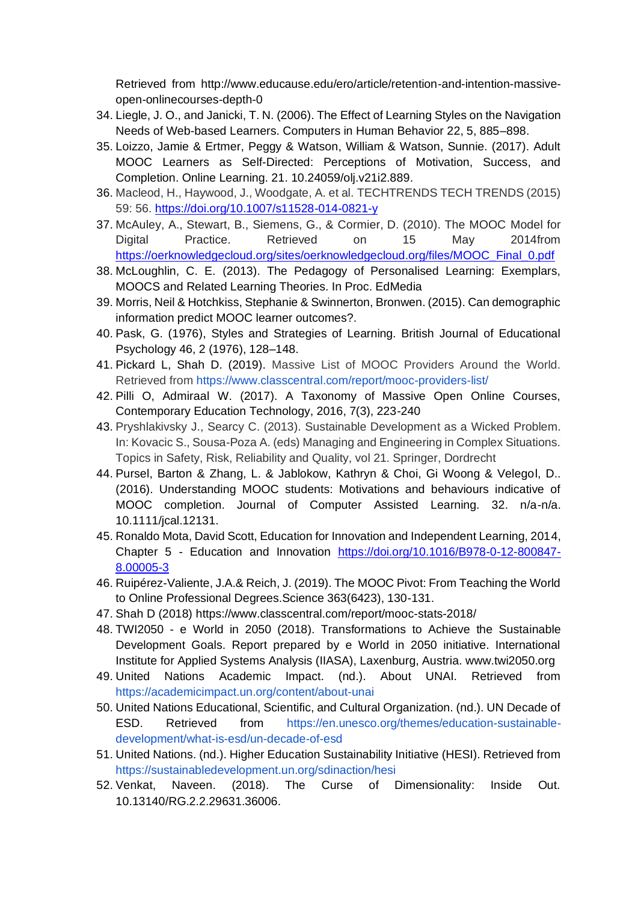Retrieved from http://www.educause.edu/ero/article/retention-and-intention-massive-open-onlinecourses-depth-0

34. Liegle, J. O., and Janicki, T. N. (2006). The Effect of Learning Styles on the Navigation Needs of Web-based Learners. Computers in Human Behavior 22, 5, 885–898.
35. Loizzo, Jamie & Ertmer, Peggy & Watson, William & Watson, Sunnie. (2017). Adult MOOC Learners as Self-Directed: Perceptions of Motivation, Success, and Completion. Online Learning. 21. 10.24059/olj.v21i2.889.
36. Macleod, H., Haywood, J., Woodgate, A. et al. TECHTRENDS TECH TRENDS (2015) 59: 56. https://doi.org/10.1007/s11528-014-0821-y
37. McAuley, A., Stewart, B., Siemens, G., & Cormier, D. (2010). The MOOC Model for Digital Practice. Retrieved on 15 May 2014from https://oerknowledgecloud.org/sites/oerknowledgecloud.org/files/MOOC_Final_0.pdf
38. McLoughlin, C. E. (2013). The Pedagogy of Personalised Learning: Exemplars, MOOCS and Related Learning Theories. In Proc. EdMedia
39. Morris, Neil & Hotchkiss, Stephanie & Swinnerton, Bronwen. (2015). Can demographic information predict MOOC learner outcomes?.
40. Pask, G. (1976), Styles and Strategies of Learning. British Journal of Educational Psychology 46, 2 (1976), 128–148.
41. Pickard L, Shah D. (2019). Massive List of MOOC Providers Around the World. Retrieved from https://www.classcentral.com/report/mooc-providers-list/
42. Pilli O, Admiraal W. (2017). A Taxonomy of Massive Open Online Courses, Contemporary Education Technology, 2016, 7(3), 223-240
43. Pryshlakivsky J., Searcy C. (2013). Sustainable Development as a Wicked Problem. In: Kovacic S., Sousa-Poza A. (eds) Managing and Engineering in Complex Situations. Topics in Safety, Risk, Reliability and Quality, vol 21. Springer, Dordrecht
44. Pursel, Barton & Zhang, L. & Jablokow, Kathryn & Choi, Gi Woong & Velegol, D.. (2016). Understanding MOOC students: Motivations and behaviours indicative of MOOC completion. Journal of Computer Assisted Learning. 32. n/a-n/a. 10.1111/jcal.12131.
45. Ronaldo Mota, David Scott, Education for Innovation and Independent Learning, 2014, Chapter 5 - Education and Innovation https://doi.org/10.1016/B978-0-12-800847-8.00005-3
46. Ruipérez-Valiente, J.A.& Reich, J. (2019). The MOOC Pivot: From Teaching the World to Online Professional Degrees.Science 363(6423), 130-131.
47. Shah D (2018) https://www.classcentral.com/report/mooc-stats-2018/
48. TWI2050 - e World in 2050 (2018). Transformations to Achieve the Sustainable Development Goals. Report prepared by e World in 2050 initiative. International Institute for Applied Systems Analysis (IIASA), Laxenburg, Austria. www.twi2050.org
49. United Nations Academic Impact. (nd.). About UNAI. Retrieved from https://academicimpact.un.org/content/about-unai
50. United Nations Educational, Scientific, and Cultural Organization. (nd.). UN Decade of ESD. Retrieved from https://en.unesco.org/themes/education-sustainable-development/what-is-esd/un-decade-of-esd
51. United Nations. (nd.). Higher Education Sustainability Initiative (HESI). Retrieved from https://sustainabledevelopment.un.org/sdinaction/hesi
52. Venkat, Naveen. (2018). The Curse of Dimensionality: Inside Out. 10.13140/RG.2.2.29631.36006.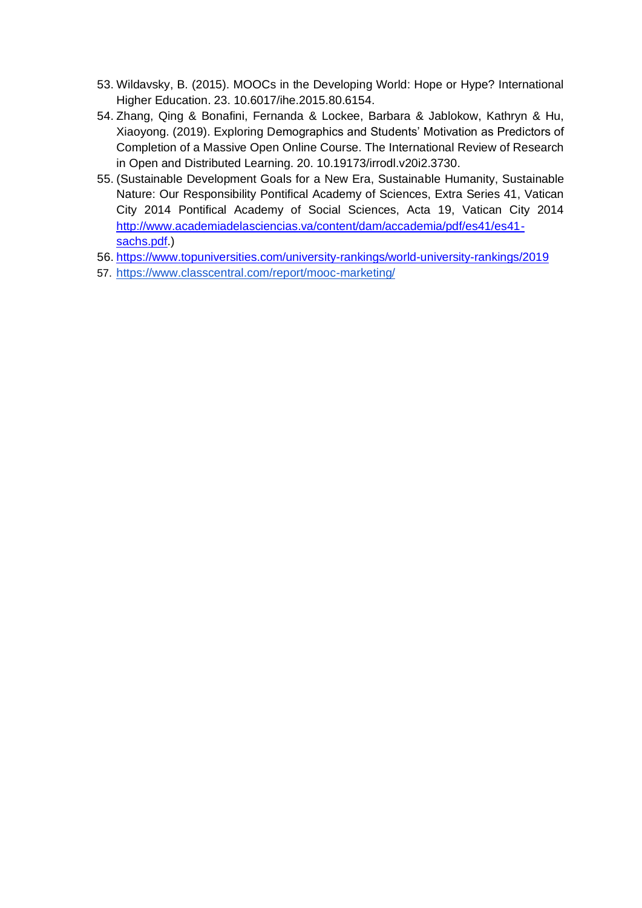53. Wildavsky, B. (2015). MOOCs in the Developing World: Hope or Hype? International Higher Education. 23. 10.6017/ihe.2015.80.6154.
54. Zhang, Qing & Bonafini, Fernanda & Lockee, Barbara & Jablokow, Kathryn & Hu, Xiaoyong. (2019). Exploring Demographics and Students' Motivation as Predictors of Completion of a Massive Open Online Course. The International Review of Research in Open and Distributed Learning. 20. 10.19173/irrodl.v20i2.3730.
55. (Sustainable Development Goals for a New Era, Sustainable Humanity, Sustainable Nature: Our Responsibility Pontifical Academy of Sciences, Extra Series 41, Vatican City 2014 Pontifical Academy of Social Sciences, Acta 19, Vatican City 2014 http://www.academiadelasciencias.va/content/dam/accademia/pdf/es41/es41-sachs.pdf.)
56. https://www.topuniversities.com/university-rankings/world-university-rankings/2019
57. https://www.classcentral.com/report/mooc-marketing/